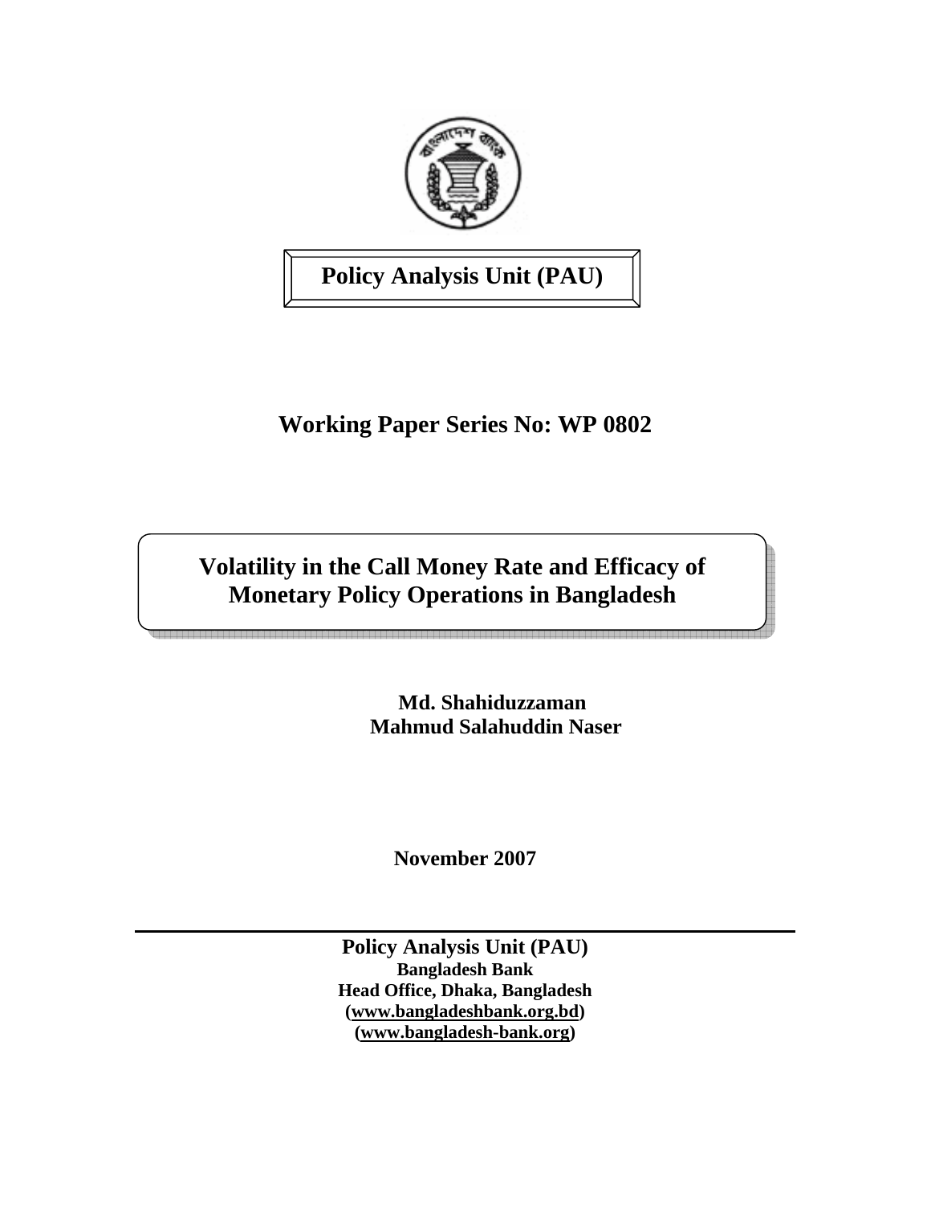**Policy Analysis Unit (PAU)**

## Working Paper Series No: WP 0802

# Volatility in the Call Money Rate and Efficacy of Monetary Policy Operations in Bangladesh

**Md. Shahiduzzaman**
**Mahmud Salahuddin Naser**

**November 2007**

---

**Policy Analysis Unit (PAU)**
**Bangladesh Bank**
**Head Office, Dhaka, Bangladesh**
**(www.bangladeshbank.org.bd)**
**(www.bangladesh-bank.org)**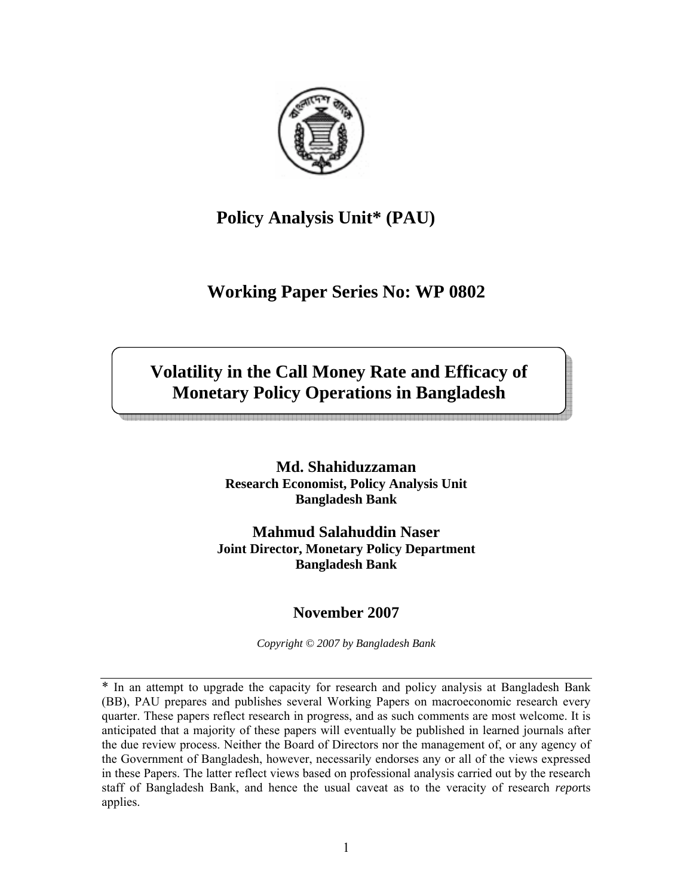# Policy Analysis Unit* (PAU)

## Working Paper Series No: WP 0802

## Volatility in the Call Money Rate and Efficacy of Monetary Policy Operations in Bangladesh

**Md. Shahiduzzaman**
**Research Economist, Policy Analysis Unit**
**Bangladesh Bank**

**Mahmud Salahuddin Naser**
**Joint Director, Monetary Policy Department**
**Bangladesh Bank**

**November 2007**

*Copyright © 2007 by Bangladesh Bank*

---

\* In an attempt to upgrade the capacity for research and policy analysis at Bangladesh Bank (BB), PAU prepares and publishes several Working Papers on macroeconomic research every quarter. These papers reflect research in progress, and as such comments are most welcome. It is anticipated that a majority of these papers will eventually be published in learned journals after the due review process. Neither the Board of Directors nor the management of, or any agency of the Government of Bangladesh, however, necessarily endorses any or all of the views expressed in these Papers. The latter reflect views based on professional analysis carried out by the research staff of Bangladesh Bank, and hence the usual caveat as to the veracity of research *repor*ts applies.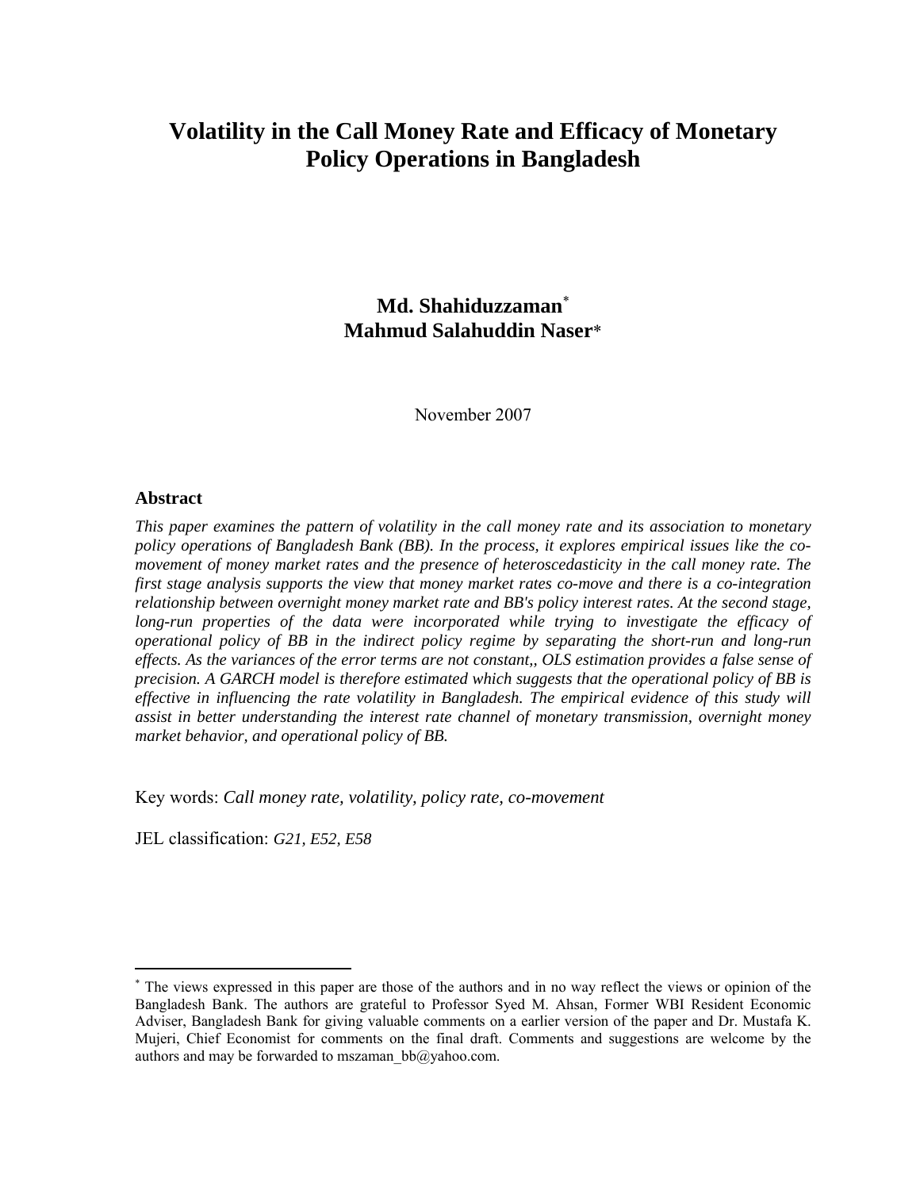# Volatility in the Call Money Rate and Efficacy of Monetary Policy Operations in Bangladesh

**Md. Shahiduzzaman***
**Mahmud Salahuddin Naser***

November 2007

## Abstract

*This paper examines the pattern of volatility in the call money rate and its association to monetary policy operations of Bangladesh Bank (BB). In the process, it explores empirical issues like the co-movement of money market rates and the presence of heteroscedasticity in the call money rate. The first stage analysis supports the view that money market rates co-move and there is a co-integration relationship between overnight money market rate and BB's policy interest rates. At the second stage, long-run properties of the data were incorporated while trying to investigate the efficacy of operational policy of BB in the indirect policy regime by separating the short-run and long-run effects. As the variances of the error terms are not constant,, OLS estimation provides a false sense of precision. A GARCH model is therefore estimated which suggests that the operational policy of BB is effective in influencing the rate volatility in Bangladesh. The empirical evidence of this study will assist in better understanding the interest rate channel of monetary transmission, overnight money market behavior, and operational policy of BB.*

Key words: *Call money rate, volatility, policy rate, co-movement*

JEL classification: *G21, E52, E58*

---

* The views expressed in this paper are those of the authors and in no way reflect the views or opinion of the Bangladesh Bank. The authors are grateful to Professor Syed M. Ahsan, Former WBI Resident Economic Adviser, Bangladesh Bank for giving valuable comments on a earlier version of the paper and Dr. Mustafa K. Mujeri, Chief Economist for comments on the final draft. Comments and suggestions are welcome by the authors and may be forwarded to mszaman_bb@yahoo.com.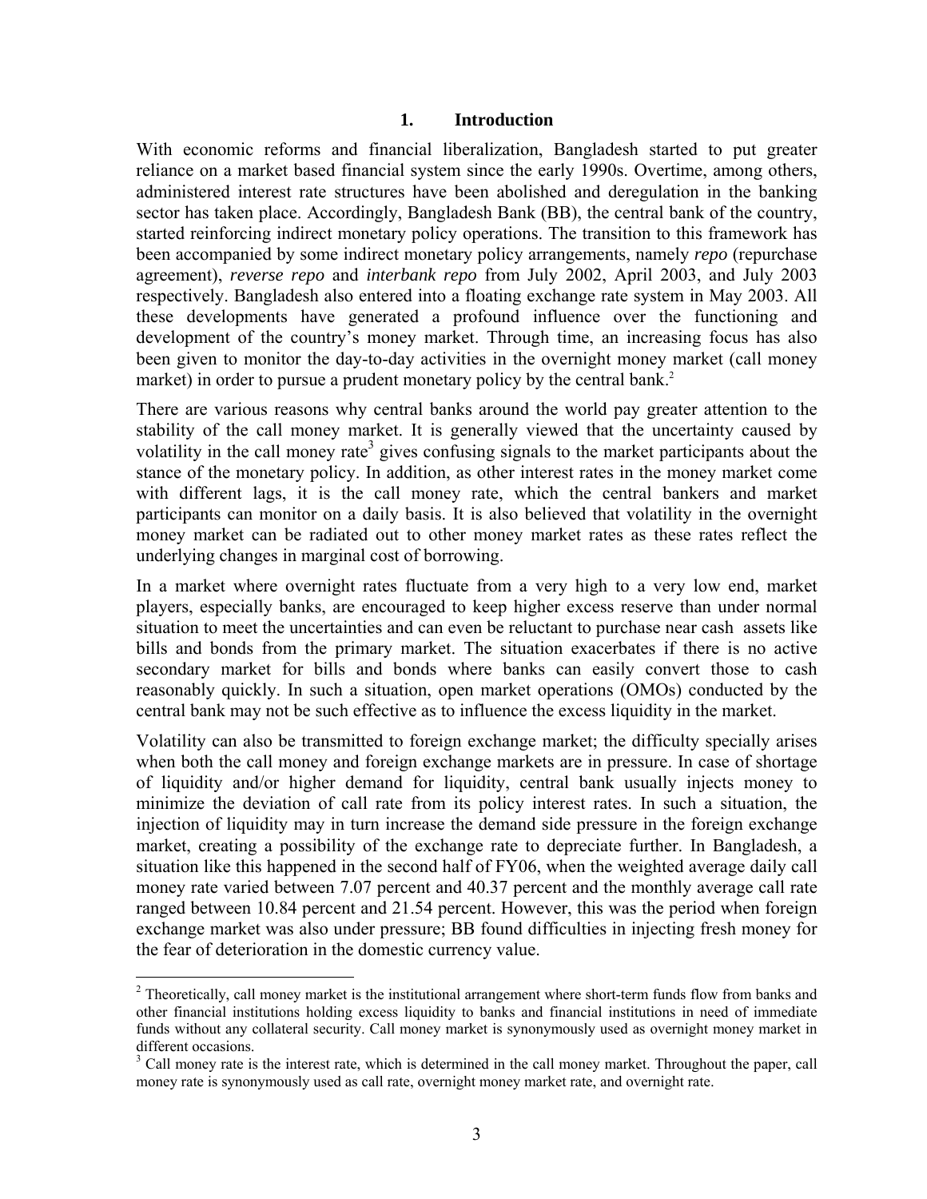## 1. Introduction

With economic reforms and financial liberalization, Bangladesh started to put greater reliance on a market based financial system since the early 1990s. Overtime, among others, administered interest rate structures have been abolished and deregulation in the banking sector has taken place. Accordingly, Bangladesh Bank (BB), the central bank of the country, started reinforcing indirect monetary policy operations. The transition to this framework has been accompanied by some indirect monetary policy arrangements, namely *repo* (repurchase agreement), *reverse repo* and *interbank repo* from July 2002, April 2003, and July 2003 respectively. Bangladesh also entered into a floating exchange rate system in May 2003. All these developments have generated a profound influence over the functioning and development of the country's money market. Through time, an increasing focus has also been given to monitor the day-to-day activities in the overnight money market (call money market) in order to pursue a prudent monetary policy by the central bank.[2]

There are various reasons why central banks around the world pay greater attention to the stability of the call money market. It is generally viewed that the uncertainty caused by volatility in the call money rate[3] gives confusing signals to the market participants about the stance of the monetary policy. In addition, as other interest rates in the money market come with different lags, it is the call money rate, which the central bankers and market participants can monitor on a daily basis. It is also believed that volatility in the overnight money market can be radiated out to other money market rates as these rates reflect the underlying changes in marginal cost of borrowing.

In a market where overnight rates fluctuate from a very high to a very low end, market players, especially banks, are encouraged to keep higher excess reserve than under normal situation to meet the uncertainties and can even be reluctant to purchase near cash assets like bills and bonds from the primary market. The situation exacerbates if there is no active secondary market for bills and bonds where banks can easily convert those to cash reasonably quickly. In such a situation, open market operations (OMOs) conducted by the central bank may not be such effective as to influence the excess liquidity in the market.

Volatility can also be transmitted to foreign exchange market; the difficulty specially arises when both the call money and foreign exchange markets are in pressure. In case of shortage of liquidity and/or higher demand for liquidity, central bank usually injects money to minimize the deviation of call rate from its policy interest rates. In such a situation, the injection of liquidity may in turn increase the demand side pressure in the foreign exchange market, creating a possibility of the exchange rate to depreciate further. In Bangladesh, a situation like this happened in the second half of FY06, when the weighted average daily call money rate varied between 7.07 percent and 40.37 percent and the monthly average call rate ranged between 10.84 percent and 21.54 percent. However, this was the period when foreign exchange market was also under pressure; BB found difficulties in injecting fresh money for the fear of deterioration in the domestic currency value.

[2] Theoretically, call money market is the institutional arrangement where short-term funds flow from banks and other financial institutions holding excess liquidity to banks and financial institutions in need of immediate funds without any collateral security. Call money market is synonymously used as overnight money market in different occasions.

[3] Call money rate is the interest rate, which is determined in the call money market. Throughout the paper, call money rate is synonymously used as call rate, overnight money market rate, and overnight rate.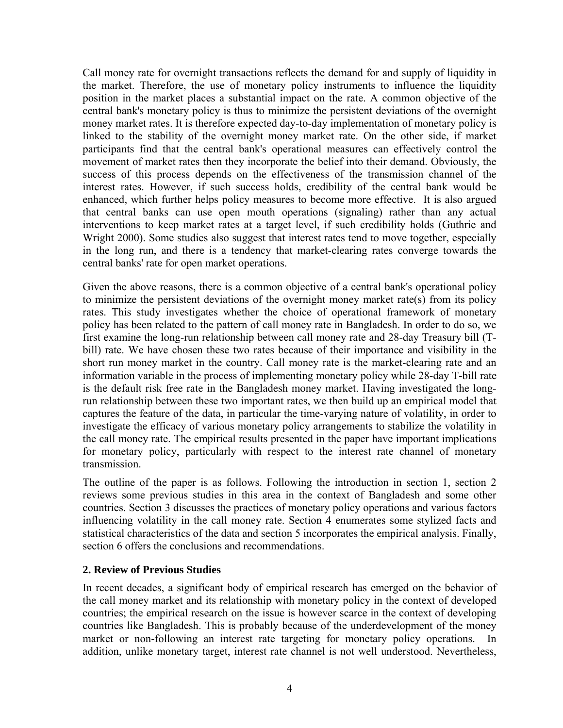Call money rate for overnight transactions reflects the demand for and supply of liquidity in the market. Therefore, the use of monetary policy instruments to influence the liquidity position in the market places a substantial impact on the rate. A common objective of the central bank's monetary policy is thus to minimize the persistent deviations of the overnight money market rates. It is therefore expected day-to-day implementation of monetary policy is linked to the stability of the overnight money market rate. On the other side, if market participants find that the central bank's operational measures can effectively control the movement of market rates then they incorporate the belief into their demand. Obviously, the success of this process depends on the effectiveness of the transmission channel of the interest rates. However, if such success holds, credibility of the central bank would be enhanced, which further helps policy measures to become more effective. It is also argued that central banks can use open mouth operations (signaling) rather than any actual interventions to keep market rates at a target level, if such credibility holds (Guthrie and Wright 2000). Some studies also suggest that interest rates tend to move together, especially in the long run, and there is a tendency that market-clearing rates converge towards the central banks' rate for open market operations.

Given the above reasons, there is a common objective of a central bank's operational policy to minimize the persistent deviations of the overnight money market rate(s) from its policy rates. This study investigates whether the choice of operational framework of monetary policy has been related to the pattern of call money rate in Bangladesh. In order to do so, we first examine the long-run relationship between call money rate and 28-day Treasury bill (T-bill) rate. We have chosen these two rates because of their importance and visibility in the short run money market in the country. Call money rate is the market-clearing rate and an information variable in the process of implementing monetary policy while 28-day T-bill rate is the default risk free rate in the Bangladesh money market. Having investigated the long-run relationship between these two important rates, we then build up an empirical model that captures the feature of the data, in particular the time-varying nature of volatility, in order to investigate the efficacy of various monetary policy arrangements to stabilize the volatility in the call money rate. The empirical results presented in the paper have important implications for monetary policy, particularly with respect to the interest rate channel of monetary transmission.

The outline of the paper is as follows. Following the introduction in section 1, section 2 reviews some previous studies in this area in the context of Bangladesh and some other countries. Section 3 discusses the practices of monetary policy operations and various factors influencing volatility in the call money rate. Section 4 enumerates some stylized facts and statistical characteristics of the data and section 5 incorporates the empirical analysis. Finally, section 6 offers the conclusions and recommendations.

## 2. Review of Previous Studies

In recent decades, a significant body of empirical research has emerged on the behavior of the call money market and its relationship with monetary policy in the context of developed countries; the empirical research on the issue is however scarce in the context of developing countries like Bangladesh. This is probably because of the underdevelopment of the money market or non-following an interest rate targeting for monetary policy operations. In addition, unlike monetary target, interest rate channel is not well understood. Nevertheless,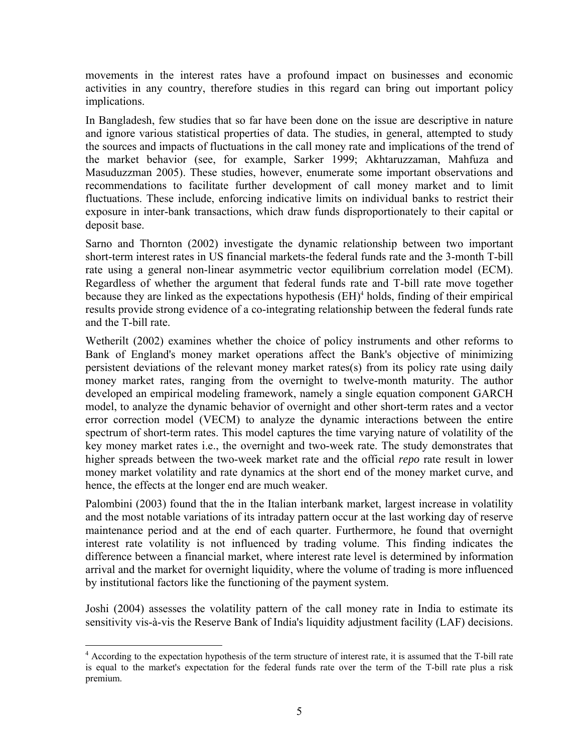movements in the interest rates have a profound impact on businesses and economic activities in any country, therefore studies in this regard can bring out important policy implications.

In Bangladesh, few studies that so far have been done on the issue are descriptive in nature and ignore various statistical properties of data. The studies, in general, attempted to study the sources and impacts of fluctuations in the call money rate and implications of the trend of the market behavior (see, for example, Sarker 1999; Akhtaruzzaman, Mahfuza and Masuduzzman 2005). These studies, however, enumerate some important observations and recommendations to facilitate further development of call money market and to limit fluctuations. These include, enforcing indicative limits on individual banks to restrict their exposure in inter-bank transactions, which draw funds disproportionately to their capital or deposit base.

Sarno and Thornton (2002) investigate the dynamic relationship between two important short-term interest rates in US financial markets-the federal funds rate and the 3-month T-bill rate using a general non-linear asymmetric vector equilibrium correlation model (ECM). Regardless of whether the argument that federal funds rate and T-bill rate move together because they are linked as the expectations hypothesis (EH)[4] holds, finding of their empirical results provide strong evidence of a co-integrating relationship between the federal funds rate and the T-bill rate.

Wetherilt (2002) examines whether the choice of policy instruments and other reforms to Bank of England's money market operations affect the Bank's objective of minimizing persistent deviations of the relevant money market rates(s) from its policy rate using daily money market rates, ranging from the overnight to twelve-month maturity. The author developed an empirical modeling framework, namely a single equation component GARCH model, to analyze the dynamic behavior of overnight and other short-term rates and a vector error correction model (VECM) to analyze the dynamic interactions between the entire spectrum of short-term rates. This model captures the time varying nature of volatility of the key money market rates i.e., the overnight and two-week rate. The study demonstrates that higher spreads between the two-week market rate and the official *repo* rate result in lower money market volatility and rate dynamics at the short end of the money market curve, and hence, the effects at the longer end are much weaker.

Palombini (2003) found that the in the Italian interbank market, largest increase in volatility and the most notable variations of its intraday pattern occur at the last working day of reserve maintenance period and at the end of each quarter. Furthermore, he found that overnight interest rate volatility is not influenced by trading volume. This finding indicates the difference between a financial market, where interest rate level is determined by information arrival and the market for overnight liquidity, where the volume of trading is more influenced by institutional factors like the functioning of the payment system.

Joshi (2004) assesses the volatility pattern of the call money rate in India to estimate its sensitivity vis-à-vis the Reserve Bank of India's liquidity adjustment facility (LAF) decisions.

[4] According to the expectation hypothesis of the term structure of interest rate, it is assumed that the T-bill rate is equal to the market's expectation for the federal funds rate over the term of the T-bill rate plus a risk premium.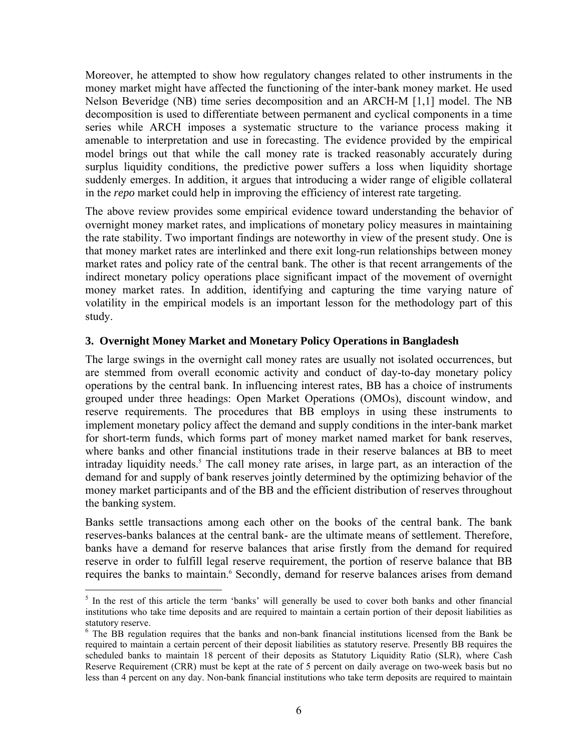Moreover, he attempted to show how regulatory changes related to other instruments in the money market might have affected the functioning of the inter-bank money market. He used Nelson Beveridge (NB) time series decomposition and an ARCH-M [1,1] model. The NB decomposition is used to differentiate between permanent and cyclical components in a time series while ARCH imposes a systematic structure to the variance process making it amenable to interpretation and use in forecasting. The evidence provided by the empirical model brings out that while the call money rate is tracked reasonably accurately during surplus liquidity conditions, the predictive power suffers a loss when liquidity shortage suddenly emerges. In addition, it argues that introducing a wider range of eligible collateral in the *repo* market could help in improving the efficiency of interest rate targeting.

The above review provides some empirical evidence toward understanding the behavior of overnight money market rates, and implications of monetary policy measures in maintaining the rate stability. Two important findings are noteworthy in view of the present study. One is that money market rates are interlinked and there exit long-run relationships between money market rates and policy rate of the central bank. The other is that recent arrangements of the indirect monetary policy operations place significant impact of the movement of overnight money market rates. In addition, identifying and capturing the time varying nature of volatility in the empirical models is an important lesson for the methodology part of this study.

## 3. Overnight Money Market and Monetary Policy Operations in Bangladesh

The large swings in the overnight call money rates are usually not isolated occurrences, but are stemmed from overall economic activity and conduct of day-to-day monetary policy operations by the central bank. In influencing interest rates, BB has a choice of instruments grouped under three headings: Open Market Operations (OMOs), discount window, and reserve requirements. The procedures that BB employs in using these instruments to implement monetary policy affect the demand and supply conditions in the inter-bank market for short-term funds, which forms part of money market named market for bank reserves, where banks and other financial institutions trade in their reserve balances at BB to meet intraday liquidity needs.[5] The call money rate arises, in large part, as an interaction of the demand for and supply of bank reserves jointly determined by the optimizing behavior of the money market participants and of the BB and the efficient distribution of reserves throughout the banking system.

Banks settle transactions among each other on the books of the central bank. The bank reserves-banks balances at the central bank- are the ultimate means of settlement. Therefore, banks have a demand for reserve balances that arise firstly from the demand for required reserve in order to fulfill legal reserve requirement, the portion of reserve balance that BB requires the banks to maintain.[6] Secondly, demand for reserve balances arises from demand

---

[5] In the rest of this article the term 'banks' will generally be used to cover both banks and other financial institutions who take time deposits and are required to maintain a certain portion of their deposit liabilities as statutory reserve.

[6] The BB regulation requires that the banks and non-bank financial institutions licensed from the Bank be required to maintain a certain percent of their deposit liabilities as statutory reserve. Presently BB requires the scheduled banks to maintain 18 percent of their deposits as Statutory Liquidity Ratio (SLR), where Cash Reserve Requirement (CRR) must be kept at the rate of 5 percent on daily average on two-week basis but no less than 4 percent on any day. Non-bank financial institutions who take term deposits are required to maintain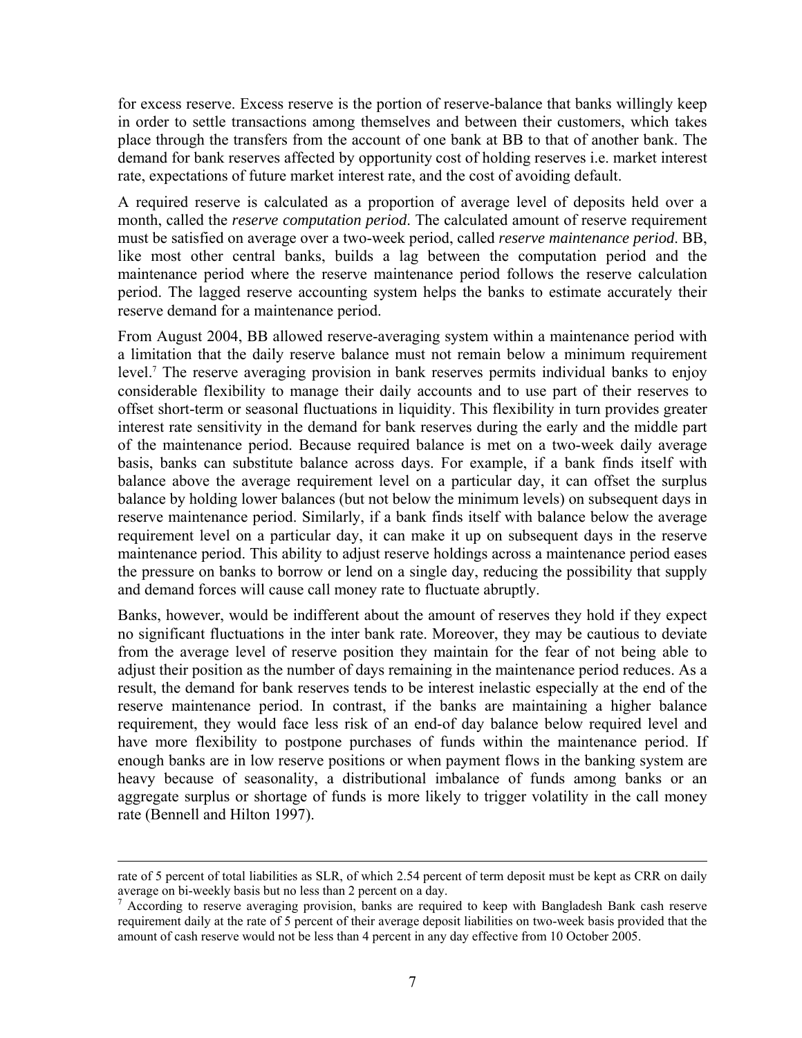for excess reserve. Excess reserve is the portion of reserve-balance that banks willingly keep in order to settle transactions among themselves and between their customers, which takes place through the transfers from the account of one bank at BB to that of another bank. The demand for bank reserves affected by opportunity cost of holding reserves i.e. market interest rate, expectations of future market interest rate, and the cost of avoiding default.

A required reserve is calculated as a proportion of average level of deposits held over a month, called the *reserve computation period*. The calculated amount of reserve requirement must be satisfied on average over a two-week period, called *reserve maintenance period*. BB, like most other central banks, builds a lag between the computation period and the maintenance period where the reserve maintenance period follows the reserve calculation period. The lagged reserve accounting system helps the banks to estimate accurately their reserve demand for a maintenance period.

From August 2004, BB allowed reserve-averaging system within a maintenance period with a limitation that the daily reserve balance must not remain below a minimum requirement level.[7] The reserve averaging provision in bank reserves permits individual banks to enjoy considerable flexibility to manage their daily accounts and to use part of their reserves to offset short-term or seasonal fluctuations in liquidity. This flexibility in turn provides greater interest rate sensitivity in the demand for bank reserves during the early and the middle part of the maintenance period. Because required balance is met on a two-week daily average basis, banks can substitute balance across days. For example, if a bank finds itself with balance above the average requirement level on a particular day, it can offset the surplus balance by holding lower balances (but not below the minimum levels) on subsequent days in reserve maintenance period. Similarly, if a bank finds itself with balance below the average requirement level on a particular day, it can make it up on subsequent days in the reserve maintenance period. This ability to adjust reserve holdings across a maintenance period eases the pressure on banks to borrow or lend on a single day, reducing the possibility that supply and demand forces will cause call money rate to fluctuate abruptly.

Banks, however, would be indifferent about the amount of reserves they hold if they expect no significant fluctuations in the inter bank rate. Moreover, they may be cautious to deviate from the average level of reserve position they maintain for the fear of not being able to adjust their position as the number of days remaining in the maintenance period reduces. As a result, the demand for bank reserves tends to be interest inelastic especially at the end of the reserve maintenance period. In contrast, if the banks are maintaining a higher balance requirement, they would face less risk of an end-of day balance below required level and have more flexibility to postpone purchases of funds within the maintenance period. If enough banks are in low reserve positions or when payment flows in the banking system are heavy because of seasonality, a distributional imbalance of funds among banks or an aggregate surplus or shortage of funds is more likely to trigger volatility in the call money rate (Bennell and Hilton 1997).

---

rate of 5 percent of total liabilities as SLR, of which 2.54 percent of term deposit must be kept as CRR on daily average on bi-weekly basis but no less than 2 percent on a day.

[7] According to reserve averaging provision, banks are required to keep with Bangladesh Bank cash reserve requirement daily at the rate of 5 percent of their average deposit liabilities on two-week basis provided that the amount of cash reserve would not be less than 4 percent in any day effective from 10 October 2005.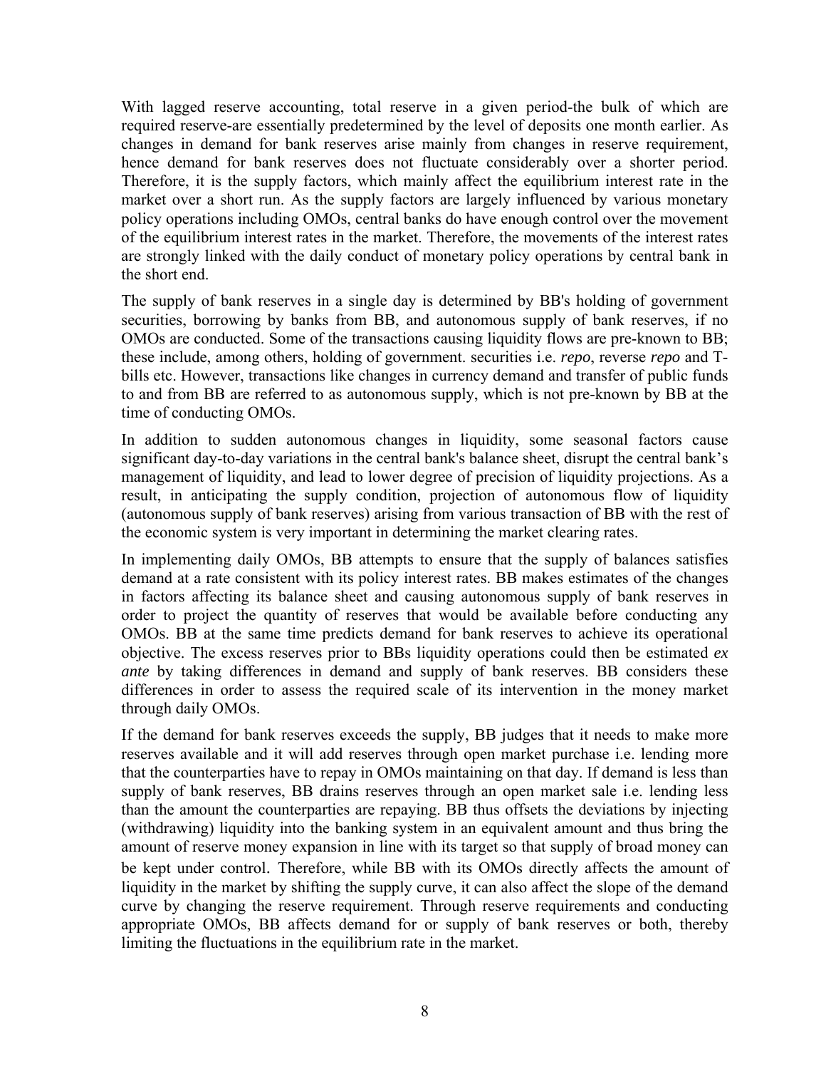With lagged reserve accounting, total reserve in a given period-the bulk of which are required reserve-are essentially predetermined by the level of deposits one month earlier. As changes in demand for bank reserves arise mainly from changes in reserve requirement, hence demand for bank reserves does not fluctuate considerably over a shorter period. Therefore, it is the supply factors, which mainly affect the equilibrium interest rate in the market over a short run. As the supply factors are largely influenced by various monetary policy operations including OMOs, central banks do have enough control over the movement of the equilibrium interest rates in the market. Therefore, the movements of the interest rates are strongly linked with the daily conduct of monetary policy operations by central bank in the short end.

The supply of bank reserves in a single day is determined by BB's holding of government securities, borrowing by banks from BB, and autonomous supply of bank reserves, if no OMOs are conducted. Some of the transactions causing liquidity flows are pre-known to BB; these include, among others, holding of government. securities i.e. *repo*, reverse *repo* and T-bills etc. However, transactions like changes in currency demand and transfer of public funds to and from BB are referred to as autonomous supply, which is not pre-known by BB at the time of conducting OMOs.

In addition to sudden autonomous changes in liquidity, some seasonal factors cause significant day-to-day variations in the central bank's balance sheet, disrupt the central bank's management of liquidity, and lead to lower degree of precision of liquidity projections. As a result, in anticipating the supply condition, projection of autonomous flow of liquidity (autonomous supply of bank reserves) arising from various transaction of BB with the rest of the economic system is very important in determining the market clearing rates.

In implementing daily OMOs, BB attempts to ensure that the supply of balances satisfies demand at a rate consistent with its policy interest rates. BB makes estimates of the changes in factors affecting its balance sheet and causing autonomous supply of bank reserves in order to project the quantity of reserves that would be available before conducting any OMOs. BB at the same time predicts demand for bank reserves to achieve its operational objective. The excess reserves prior to BBs liquidity operations could then be estimated *ex ante* by taking differences in demand and supply of bank reserves. BB considers these differences in order to assess the required scale of its intervention in the money market through daily OMOs.

If the demand for bank reserves exceeds the supply, BB judges that it needs to make more reserves available and it will add reserves through open market purchase i.e. lending more that the counterparties have to repay in OMOs maintaining on that day. If demand is less than supply of bank reserves, BB drains reserves through an open market sale i.e. lending less than the amount the counterparties are repaying. BB thus offsets the deviations by injecting (withdrawing) liquidity into the banking system in an equivalent amount and thus bring the amount of reserve money expansion in line with its target so that supply of broad money can be kept under control. Therefore, while BB with its OMOs directly affects the amount of liquidity in the market by shifting the supply curve, it can also affect the slope of the demand curve by changing the reserve requirement. Through reserve requirements and conducting appropriate OMOs, BB affects demand for or supply of bank reserves or both, thereby limiting the fluctuations in the equilibrium rate in the market.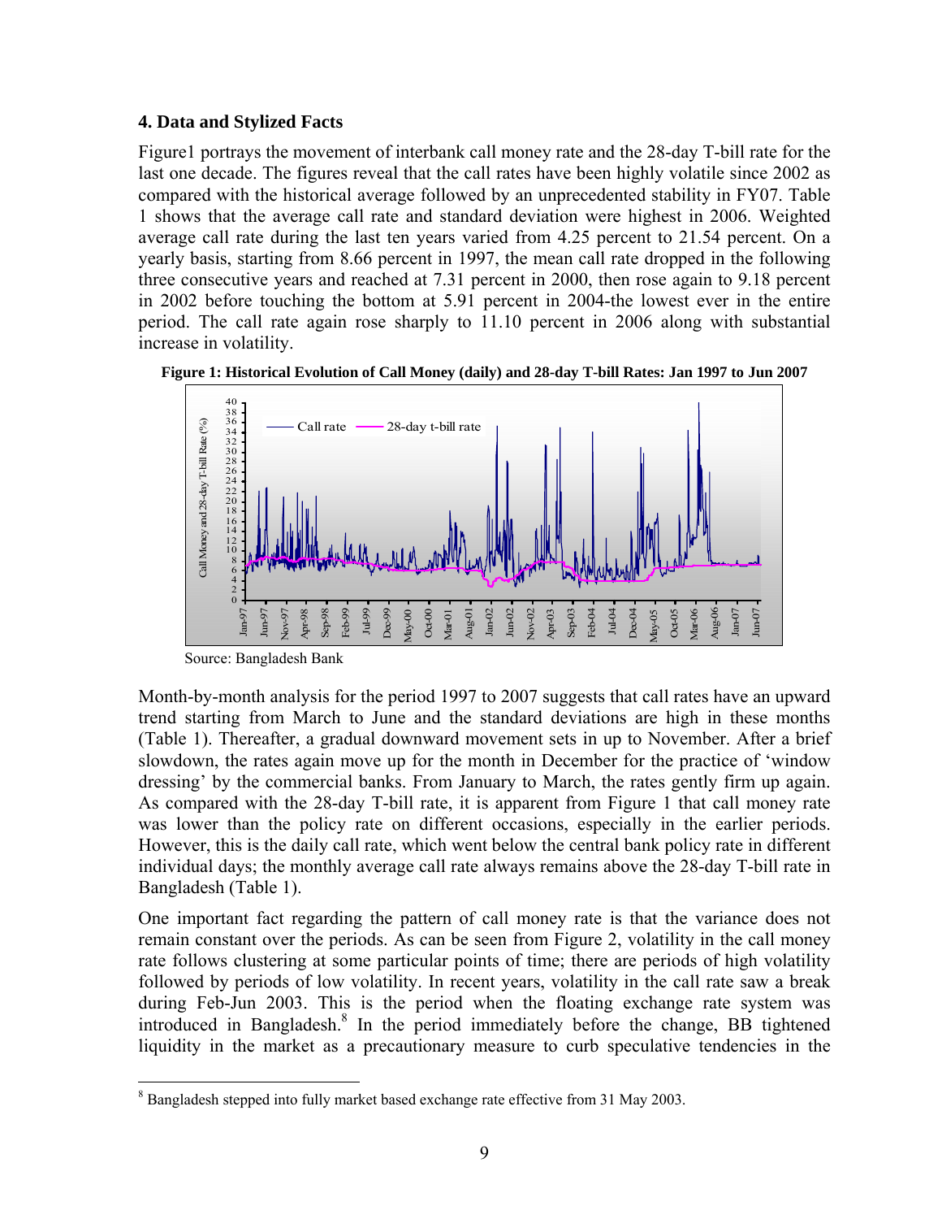## 4. Data and Stylized Facts

Figure1 portrays the movement of interbank call money rate and the 28-day T-bill rate for the last one decade. The figures reveal that the call rates have been highly volatile since 2002 as compared with the historical average followed by an unprecedented stability in FY07. Table 1 shows that the average call rate and standard deviation were highest in 2006. Weighted average call rate during the last ten years varied from 4.25 percent to 21.54 percent. On a yearly basis, starting from 8.66 percent in 1997, the mean call rate dropped in the following three consecutive years and reached at 7.31 percent in 2000, then rose again to 9.18 percent in 2002 before touching the bottom at 5.91 percent in 2004-the lowest ever in the entire period. The call rate again rose sharply to 11.10 percent in 2006 along with substantial increase in volatility.

**Figure 1: Historical Evolution of Call Money (daily) and 28-day T-bill Rates: Jan 1997 to Jun 2007**

Source: Bangladesh Bank

Month-by-month analysis for the period 1997 to 2007 suggests that call rates have an upward trend starting from March to June and the standard deviations are high in these months (Table 1). Thereafter, a gradual downward movement sets in up to November. After a brief slowdown, the rates again move up for the month in December for the practice of 'window dressing' by the commercial banks. From January to March, the rates gently firm up again. As compared with the 28-day T-bill rate, it is apparent from Figure 1 that call money rate was lower than the policy rate on different occasions, especially in the earlier periods. However, this is the daily call rate, which went below the central bank policy rate in different individual days; the monthly average call rate always remains above the 28-day T-bill rate in Bangladesh (Table 1).

One important fact regarding the pattern of call money rate is that the variance does not remain constant over the periods. As can be seen from Figure 2, volatility in the call money rate follows clustering at some particular points of time; there are periods of high volatility followed by periods of low volatility. In recent years, volatility in the call rate saw a break during Feb-Jun 2003. This is the period when the floating exchange rate system was introduced in Bangladesh.[8] In the period immediately before the change, BB tightened liquidity in the market as a precautionary measure to curb speculative tendencies in the

[8] Bangladesh stepped into fully market based exchange rate effective from 31 May 2003.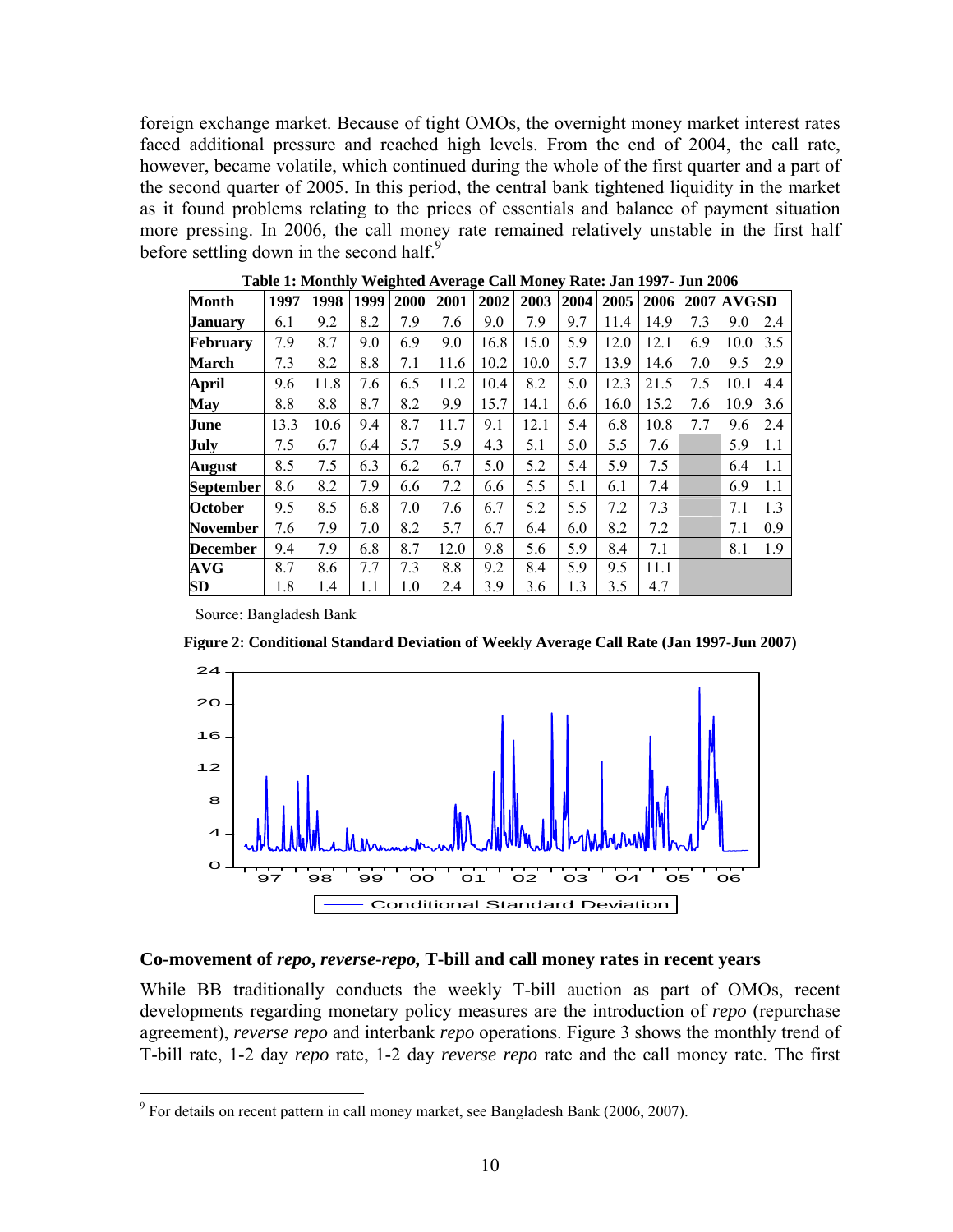foreign exchange market. Because of tight OMOs, the overnight money market interest rates faced additional pressure and reached high levels. From the end of 2004, the call rate, however, became volatile, which continued during the whole of the first quarter and a part of the second quarter of 2005. In this period, the central bank tightened liquidity in the market as it found problems relating to the prices of essentials and balance of payment situation more pressing. In 2006, the call money rate remained relatively unstable in the first half before settling down in the second half.[9]

**Table 1: Monthly Weighted Average Call Money Rate: Jan 1997- Jun 2006**

| Month | 1997 | 1998 | 1999 | 2000 | 2001 | 2002 | 2003 | 2004 | 2005 | 2006 | 2007 | AVG | SD |
|---|---|---|---|---|---|---|---|---|---|---|---|---|---|
| January | 6.1 | 9.2 | 8.2 | 7.9 | 7.6 | 9.0 | 7.9 | 9.7 | 11.4 | 14.9 | 7.3 | 9.0 | 2.4 |
| February | 7.9 | 8.7 | 9.0 | 6.9 | 9.0 | 16.8 | 15.0 | 5.9 | 12.0 | 12.1 | 6.9 | 10.0 | 3.5 |
| March | 7.3 | 8.2 | 8.8 | 7.1 | 11.6 | 10.2 | 10.0 | 5.7 | 13.9 | 14.6 | 7.0 | 9.5 | 2.9 |
| April | 9.6 | 11.8 | 7.6 | 6.5 | 11.2 | 10.4 | 8.2 | 5.0 | 12.3 | 21.5 | 7.5 | 10.1 | 4.4 |
| May | 8.8 | 8.8 | 8.7 | 8.2 | 9.9 | 15.7 | 14.1 | 6.6 | 16.0 | 15.2 | 7.6 | 10.9 | 3.6 |
| June | 13.3 | 10.6 | 9.4 | 8.7 | 11.7 | 9.1 | 12.1 | 5.4 | 6.8 | 10.8 | 7.7 | 9.6 | 2.4 |
| July | 7.5 | 6.7 | 6.4 | 5.7 | 5.9 | 4.3 | 5.1 | 5.0 | 5.5 | 7.6 | | 5.9 | 1.1 |
| August | 8.5 | 7.5 | 6.3 | 6.2 | 6.7 | 5.0 | 5.2 | 5.4 | 5.9 | 7.5 | | 6.4 | 1.1 |
| September | 8.6 | 8.2 | 7.9 | 6.6 | 7.2 | 6.6 | 5.5 | 5.1 | 6.1 | 7.4 | | 6.9 | 1.1 |
| October | 9.5 | 8.5 | 6.8 | 7.0 | 7.6 | 6.7 | 5.2 | 5.5 | 7.2 | 7.3 | | 7.1 | 1.3 |
| November | 7.6 | 7.9 | 7.0 | 8.2 | 5.7 | 6.7 | 6.4 | 6.0 | 8.2 | 7.2 | | 7.1 | 0.9 |
| December | 9.4 | 7.9 | 6.8 | 8.7 | 12.0 | 9.8 | 5.6 | 5.9 | 8.4 | 7.1 | | 8.1 | 1.9 |
| AVG | 8.7 | 8.6 | 7.7 | 7.3 | 8.8 | 9.2 | 8.4 | 5.9 | 9.5 | 11.1 | | | |
| SD | 1.8 | 1.4 | 1.1 | 1.0 | 2.4 | 3.9 | 3.6 | 1.3 | 3.5 | 4.7 | | | |

Source: Bangladesh Bank

**Figure 2: Conditional Standard Deviation of Weekly Average Call Rate (Jan 1997-Jun 2007)**

### Co-movement of *repo*, *reverse-repo*, T-bill and call money rates in recent years

While BB traditionally conducts the weekly T-bill auction as part of OMOs, recent developments regarding monetary policy measures are the introduction of *repo* (repurchase agreement), *reverse repo* and interbank *repo* operations. Figure 3 shows the monthly trend of T-bill rate, 1-2 day *repo* rate, 1-2 day *reverse repo* rate and the call money rate. The first

[9] For details on recent pattern in call money market, see Bangladesh Bank (2006, 2007).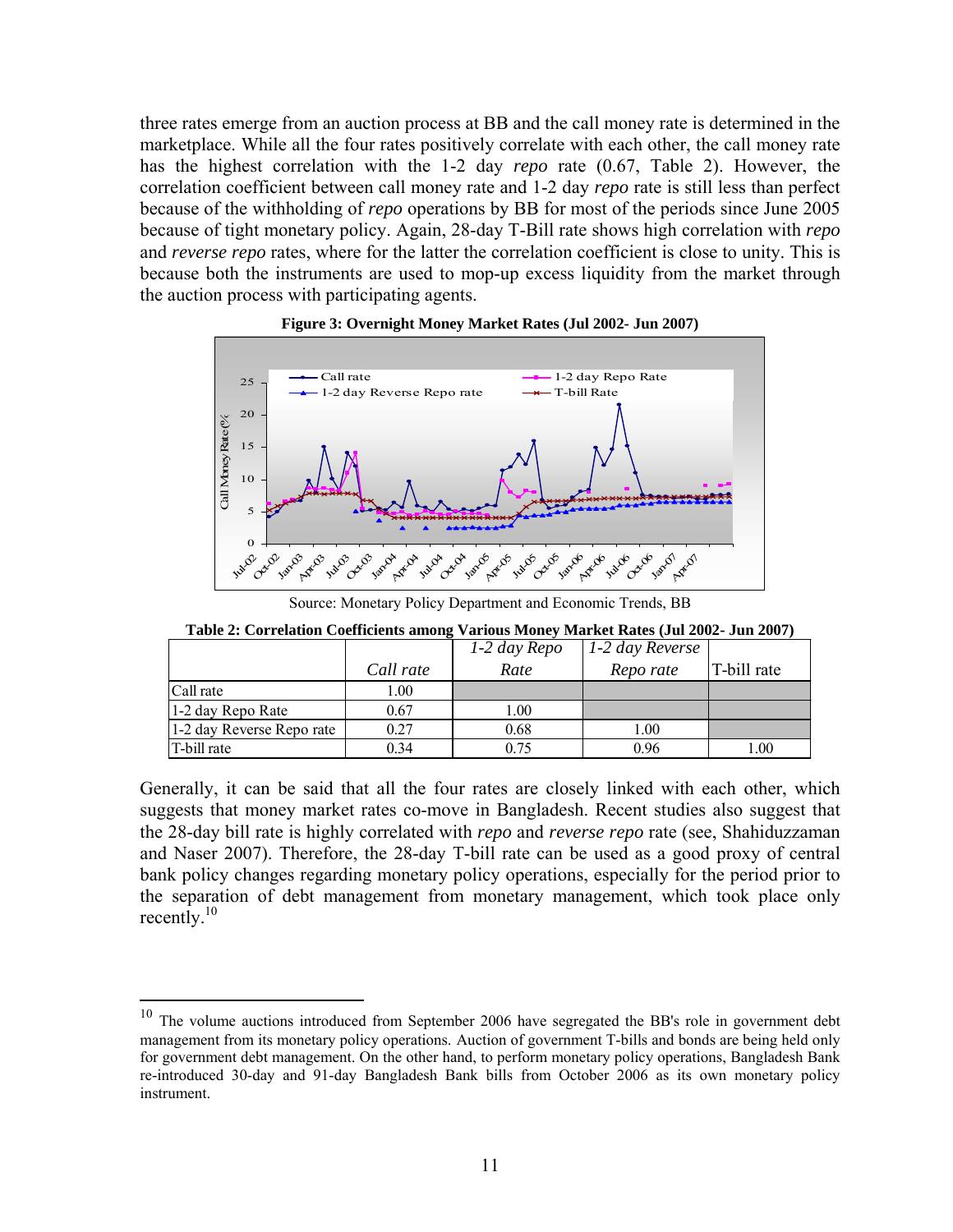three rates emerge from an auction process at BB and the call money rate is determined in the marketplace. While all the four rates positively correlate with each other, the call money rate has the highest correlation with the 1-2 day *repo* rate (0.67, Table 2). However, the correlation coefficient between call money rate and 1-2 day *repo* rate is still less than perfect because of the withholding of *repo* operations by BB for most of the periods since June 2005 because of tight monetary policy. Again, 28-day T-Bill rate shows high correlation with *repo* and *reverse repo* rates, where for the latter the correlation coefficient is close to unity. This is because both the instruments are used to mop-up excess liquidity from the market through the auction process with participating agents.

**Figure 3: Overnight Money Market Rates (Jul 2002- Jun 2007)**

Source: Monetary Policy Department and Economic Trends, BB

**Table 2: Correlation Coefficients among Various Money Market Rates (Jul 2002- Jun 2007)**

| | *Call rate* | *1-2 day Repo Rate* | *1-2 day Reverse Repo rate* | T-bill rate |
|---|---|---|---|---|
| Call rate | 1.00 | | | |
| 1-2 day Repo Rate | 0.67 | 1.00 | | |
| 1-2 day Reverse Repo rate | 0.27 | 0.68 | 1.00 | |
| T-bill rate | 0.34 | 0.75 | 0.96 | 1.00 |

Generally, it can be said that all the four rates are closely linked with each other, which suggests that money market rates co-move in Bangladesh. Recent studies also suggest that the 28-day bill rate is highly correlated with *repo* and *reverse repo* rate (see, Shahiduzzaman and Naser 2007). Therefore, the 28-day T-bill rate can be used as a good proxy of central bank policy changes regarding monetary policy operations, especially for the period prior to the separation of debt management from monetary management, which took place only recently.[10]

[10] The volume auctions introduced from September 2006 have segregated the BB's role in government debt management from its monetary policy operations. Auction of government T-bills and bonds are being held only for government debt management. On the other hand, to perform monetary policy operations, Bangladesh Bank re-introduced 30-day and 91-day Bangladesh Bank bills from October 2006 as its own monetary policy instrument.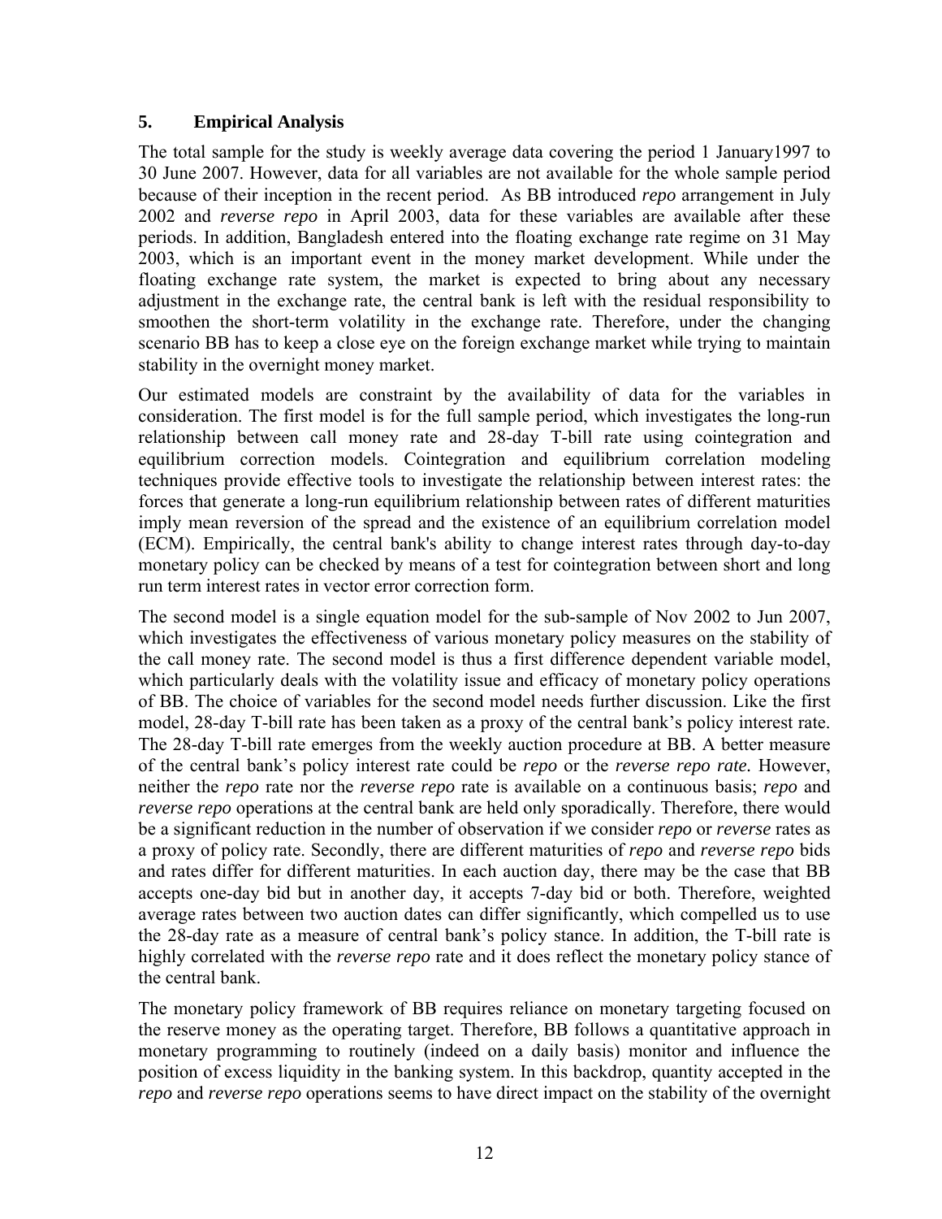## 5. Empirical Analysis

The total sample for the study is weekly average data covering the period 1 January1997 to 30 June 2007. However, data for all variables are not available for the whole sample period because of their inception in the recent period. As BB introduced *repo* arrangement in July 2002 and *reverse repo* in April 2003, data for these variables are available after these periods. In addition, Bangladesh entered into the floating exchange rate regime on 31 May 2003, which is an important event in the money market development. While under the floating exchange rate system, the market is expected to bring about any necessary adjustment in the exchange rate, the central bank is left with the residual responsibility to smoothen the short-term volatility in the exchange rate. Therefore, under the changing scenario BB has to keep a close eye on the foreign exchange market while trying to maintain stability in the overnight money market.

Our estimated models are constraint by the availability of data for the variables in consideration. The first model is for the full sample period, which investigates the long-run relationship between call money rate and 28-day T-bill rate using cointegration and equilibrium correction models. Cointegration and equilibrium correlation modeling techniques provide effective tools to investigate the relationship between interest rates: the forces that generate a long-run equilibrium relationship between rates of different maturities imply mean reversion of the spread and the existence of an equilibrium correlation model (ECM). Empirically, the central bank's ability to change interest rates through day-to-day monetary policy can be checked by means of a test for cointegration between short and long run term interest rates in vector error correction form.

The second model is a single equation model for the sub-sample of Nov 2002 to Jun 2007, which investigates the effectiveness of various monetary policy measures on the stability of the call money rate. The second model is thus a first difference dependent variable model, which particularly deals with the volatility issue and efficacy of monetary policy operations of BB. The choice of variables for the second model needs further discussion. Like the first model, 28-day T-bill rate has been taken as a proxy of the central bank's policy interest rate. The 28-day T-bill rate emerges from the weekly auction procedure at BB. A better measure of the central bank's policy interest rate could be *repo* or the *reverse repo rate.* However, neither the *repo* rate nor the *reverse repo* rate is available on a continuous basis; *repo* and *reverse repo* operations at the central bank are held only sporadically. Therefore, there would be a significant reduction in the number of observation if we consider *repo* or *reverse* rates as a proxy of policy rate. Secondly, there are different maturities of *repo* and *reverse repo* bids and rates differ for different maturities. In each auction day, there may be the case that BB accepts one-day bid but in another day, it accepts 7-day bid or both. Therefore, weighted average rates between two auction dates can differ significantly, which compelled us to use the 28-day rate as a measure of central bank's policy stance. In addition, the T-bill rate is highly correlated with the *reverse repo* rate and it does reflect the monetary policy stance of the central bank.

The monetary policy framework of BB requires reliance on monetary targeting focused on the reserve money as the operating target. Therefore, BB follows a quantitative approach in monetary programming to routinely (indeed on a daily basis) monitor and influence the position of excess liquidity in the banking system. In this backdrop, quantity accepted in the *repo* and *reverse repo* operations seems to have direct impact on the stability of the overnight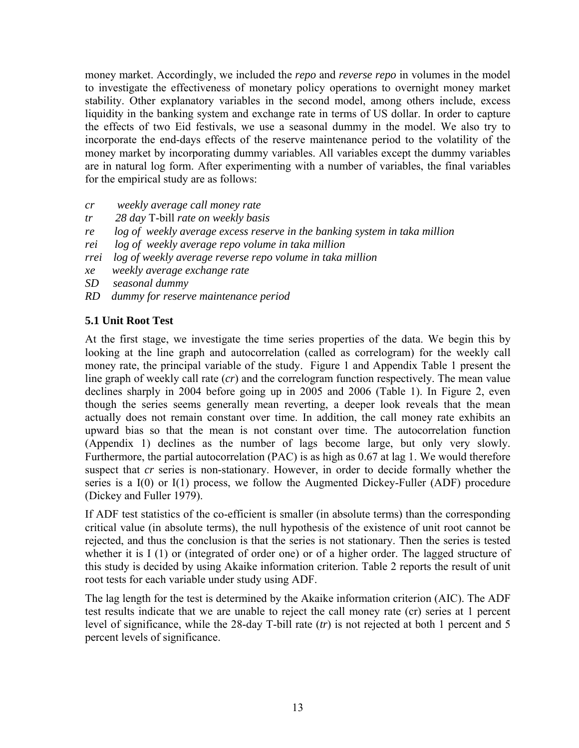money market. Accordingly, we included the *repo* and *reverse repo* in volumes in the model to investigate the effectiveness of monetary policy operations to overnight money market stability. Other explanatory variables in the second model, among others include, excess liquidity in the banking system and exchange rate in terms of US dollar. In order to capture the effects of two Eid festivals, we use a seasonal dummy in the model. We also try to incorporate the end-days effects of the reserve maintenance period to the volatility of the money market by incorporating dummy variables. All variables except the dummy variables are in natural log form. After experimenting with a number of variables, the final variables for the empirical study are as follows:

*cr* *weekly average call money rate*
*tr* *28 day* T-bill *rate on weekly basis*
*re* *log of weekly average excess reserve in the banking system in taka million*
*rei* *log of weekly average repo volume in taka million*
*rrei* *log of weekly average reverse repo volume in taka million*
*xe* *weekly average exchange rate*
*SD* *seasonal dummy*
*RD* *dummy for reserve maintenance period*

### 5.1 Unit Root Test

At the first stage, we investigate the time series properties of the data. We begin this by looking at the line graph and autocorrelation (called as correlogram) for the weekly call money rate, the principal variable of the study. Figure 1 and Appendix Table 1 present the line graph of weekly call rate (*cr*) and the correlogram function respectively. The mean value declines sharply in 2004 before going up in 2005 and 2006 (Table 1). In Figure 2, even though the series seems generally mean reverting, a deeper look reveals that the mean actually does not remain constant over time. In addition, the call money rate exhibits an upward bias so that the mean is not constant over time. The autocorrelation function (Appendix 1) declines as the number of lags become large, but only very slowly. Furthermore, the partial autocorrelation (PAC) is as high as 0.67 at lag 1. We would therefore suspect that *cr* series is non-stationary. However, in order to decide formally whether the series is a I(0) or I(1) process, we follow the Augmented Dickey-Fuller (ADF) procedure (Dickey and Fuller 1979).

If ADF test statistics of the co-efficient is smaller (in absolute terms) than the corresponding critical value (in absolute terms), the null hypothesis of the existence of unit root cannot be rejected, and thus the conclusion is that the series is not stationary. Then the series is tested whether it is I (1) or (integrated of order one) or of a higher order. The lagged structure of this study is decided by using Akaike information criterion. Table 2 reports the result of unit root tests for each variable under study using ADF.

The lag length for the test is determined by the Akaike information criterion (AIC). The ADF test results indicate that we are unable to reject the call money rate (cr) series at 1 percent level of significance, while the 28-day T-bill rate (*tr*) is not rejected at both 1 percent and 5 percent levels of significance.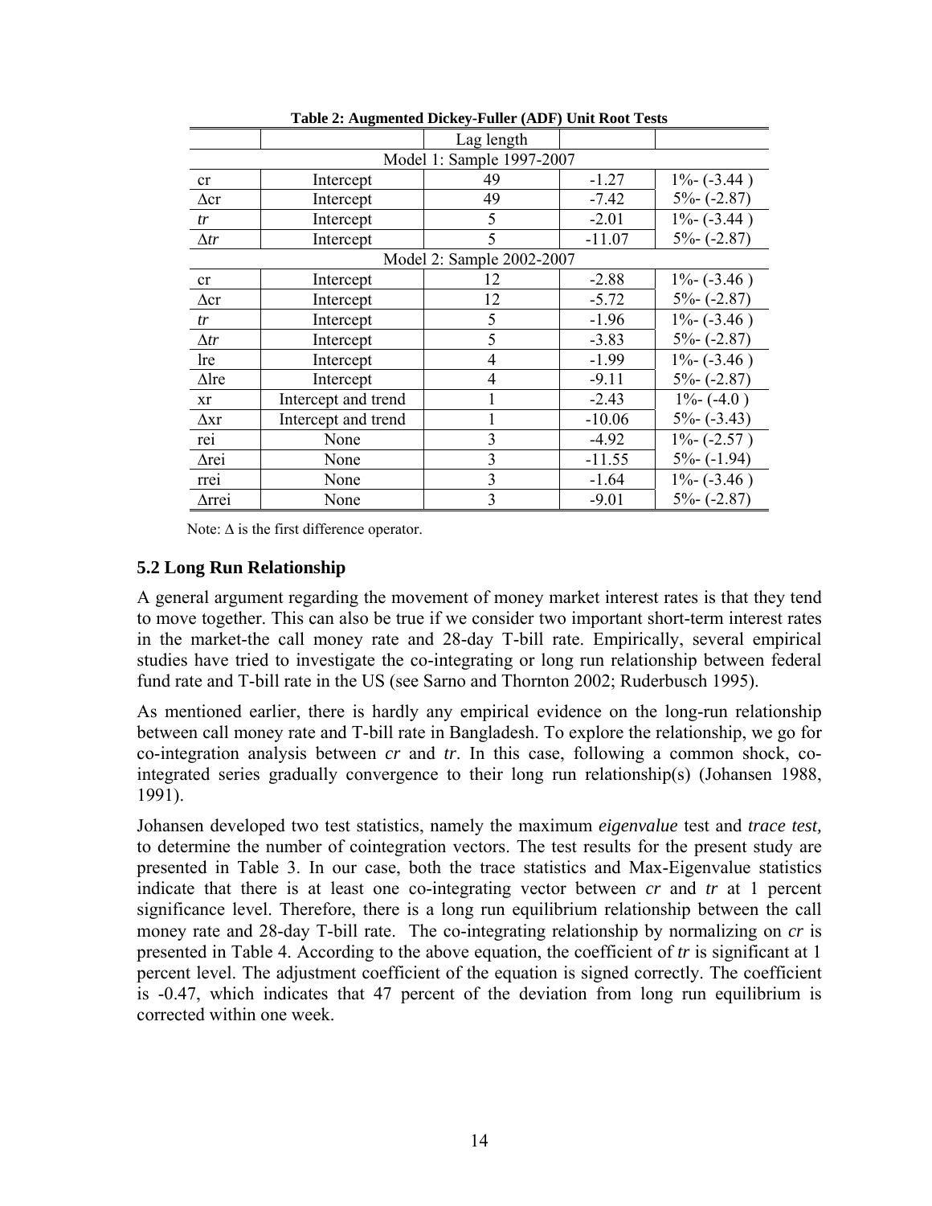**Table 2: Augmented Dickey-Fuller (ADF) Unit Root Tests**

| | | Lag length | | |
|---|---|---|---|---|
| Model 1: Sample 1997-2007 | | | | |
| cr | Intercept | 49 | -1.27 | 1%- (-3.44 ) |
| Δcr | Intercept | 49 | -7.42 | 5%- (-2.87) |
| *tr* | Intercept | 5 | -2.01 | 1%- (-3.44 ) |
| Δ*tr* | Intercept | 5 | -11.07 | 5%- (-2.87) |
| Model 2: Sample 2002-2007 | | | | |
| cr | Intercept | 12 | -2.88 | 1%- (-3.46 ) |
| Δcr | Intercept | 12 | -5.72 | 5%- (-2.87) |
| *tr* | Intercept | 5 | -1.96 | 1%- (-3.46 ) |
| Δ*tr* | Intercept | 5 | -3.83 | 5%- (-2.87) |
| lre | Intercept | 4 | -1.99 | 1%- (-3.46 ) |
| Δlre | Intercept | 4 | -9.11 | 5%- (-2.87) |
| xr | Intercept and trend | 1 | -2.43 | 1%- (-4.0 ) |
| Δxr | Intercept and trend | 1 | -10.06 | 5%- (-3.43) |
| rei | None | 3 | -4.92 | 1%- (-2.57 ) |
| Δrei | None | 3 | -11.55 | 5%- (-1.94) |
| rrei | None | 3 | -1.64 | 1%- (-3.46 ) |
| Δrrei | None | 3 | -9.01 | 5%- (-2.87) |

Note: Δ is the first difference operator.

## 5.2 Long Run Relationship

A general argument regarding the movement of money market interest rates is that they tend to move together. This can also be true if we consider two important short-term interest rates in the market-the call money rate and 28-day T-bill rate. Empirically, several empirical studies have tried to investigate the co-integrating or long run relationship between federal fund rate and T-bill rate in the US (see Sarno and Thornton 2002; Ruderbusch 1995).

As mentioned earlier, there is hardly any empirical evidence on the long-run relationship between call money rate and T-bill rate in Bangladesh. To explore the relationship, we go for co-integration analysis between *cr* and *tr*. In this case, following a common shock, co-integrated series gradually convergence to their long run relationship(s) (Johansen 1988, 1991).

Johansen developed two test statistics, namely the maximum *eigenvalue* test and *trace test,* to determine the number of cointegration vectors. The test results for the present study are presented in Table 3. In our case, both the trace statistics and Max-Eigenvalue statistics indicate that there is at least one co-integrating vector between *cr* and *tr* at 1 percent significance level. Therefore, there is a long run equilibrium relationship between the call money rate and 28-day T-bill rate. The co-integrating relationship by normalizing on *cr* is presented in Table 4. According to the above equation, the coefficient of *tr* is significant at 1 percent level. The adjustment coefficient of the equation is signed correctly. The coefficient is -0.47, which indicates that 47 percent of the deviation from long run equilibrium is corrected within one week.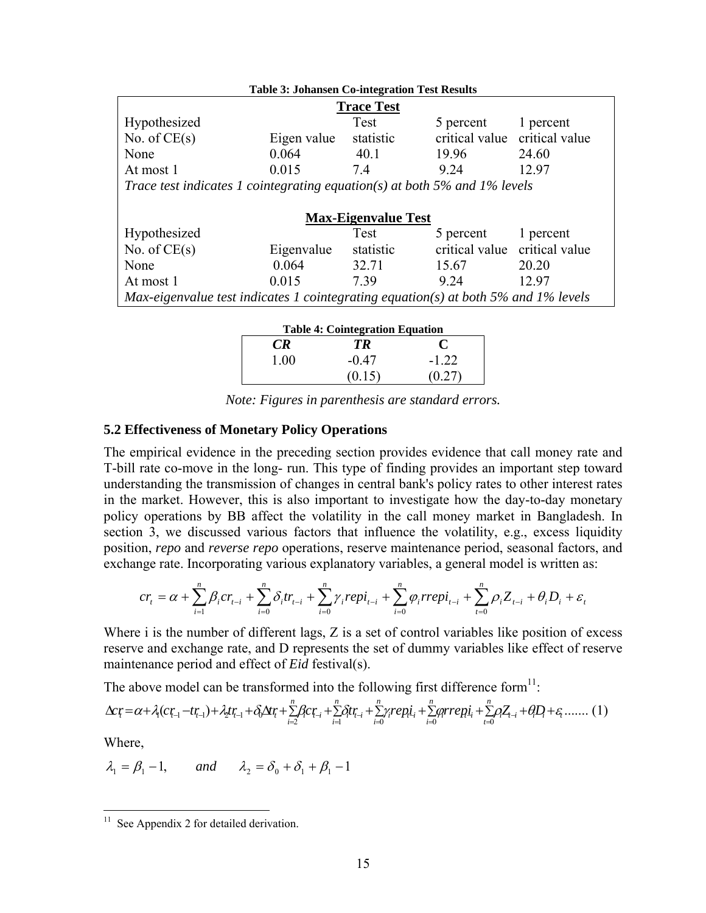**Table 3: Johansen Co-integration Test Results**

| **Trace Test** | | | | |
|---|---|---|---|---|
| Hypothesized No. of CE(s) | Eigen value | Test statistic | 5 percent critical value | 1 percent critical value |
| None | 0.064 | 40.1 | 19.96 | 24.60 |
| At most 1 | 0.015 | 7.4 | 9.24 | 12.97 |
| *Trace test indicates 1 cointegrating equation(s) at both 5% and 1% levels* | | | | |
| **Max-Eigenvalue Test** | | | | |
| Hypothesized No. of CE(s) | Eigenvalue | Test statistic | 5 percent critical value | 1 percent critical value |
| None | 0.064 | 32.71 | 15.67 | 20.20 |
| At most 1 | 0.015 | 7.39 | 9.24 | 12.97 |
| *Max-eigenvalue test indicates 1 cointegrating equation(s) at both 5% and 1% levels* | | | | |

**Table 4: Cointegration Equation**

| *CR* | *TR* | C |
|---|---|---|
| 1.00 | -0.47 | -1.22 |
| | (0.15) | (0.27) |

*Note: Figures in parenthesis are standard errors.*

### 5.2 Effectiveness of Monetary Policy Operations

The empirical evidence in the preceding section provides evidence that call money rate and T-bill rate co-move in the long- run. This type of finding provides an important step toward understanding the transmission of changes in central bank's policy rates to other interest rates in the market. However, this is also important to investigate how the day-to-day monetary policy operations by BB affect the volatility in the call money market in Bangladesh. In section 3, we discussed various factors that influence the volatility, e.g., excess liquidity position, *repo* and *reverse repo* operations, reserve maintenance period, seasonal factors, and exchange rate. Incorporating various explanatory variables, a general model is written as:

$$cr_t = \alpha + \sum_{i=1}^{n} \beta_i cr_{t-i} + \sum_{i=0}^{n} \delta_i tr_{t-i} + \sum_{i=0}^{n} \gamma_i repi_{t-i} + \sum_{i=0}^{n} \varphi_i rrepi_{t-i} + \sum_{t=0}^{n} \rho_i Z_{t-i} + \theta_i D_i + \varepsilon_t$$

Where i is the number of different lags, Z is a set of control variables like position of excess reserve and exchange rate, and D represents the set of dummy variables like effect of reserve maintenance period and effect of *Eid* festival(s).

The above model can be transformed into the following first difference form[11]:

$$\Delta cr_t = \alpha + \lambda_1(cr_{t-1} - tr_{t-1}) + \lambda_2 tr_{t-1} + \delta_0 \Delta tr_t + \sum_{i=2}^{n} \beta_i cr_{t-i} + \sum_{i=1}^{n} \delta_i tr_{t-i} + \sum_{i=0}^{n} \gamma_i repi_{t-i} + \sum_{i=0}^{n} \varphi_i rrepi_{t-i} + \sum_{t=0}^{n} \rho_i Z_{t-i} + \theta_i D_i + \varepsilon_t \text{ ....... (1)}$$

Where,

$$\lambda_1 = \beta_1 - 1, \qquad and \qquad \lambda_2 = \delta_0 + \delta_1 + \beta_1 - 1$$

[11] See Appendix 2 for detailed derivation.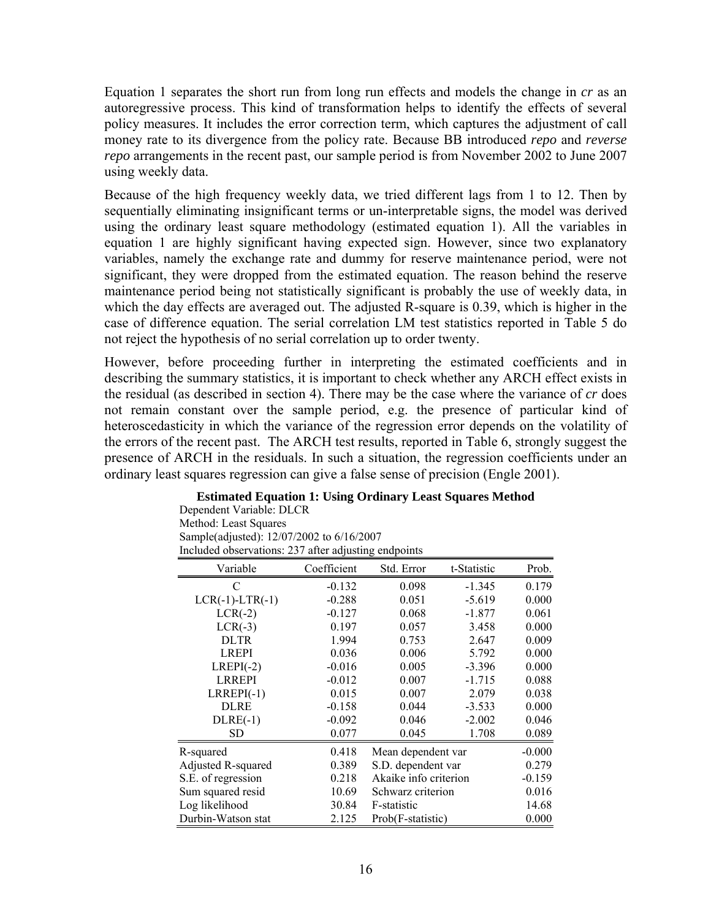Equation 1 separates the short run from long run effects and models the change in *cr* as an autoregressive process. This kind of transformation helps to identify the effects of several policy measures. It includes the error correction term, which captures the adjustment of call money rate to its divergence from the policy rate. Because BB introduced *repo* and *reverse repo* arrangements in the recent past, our sample period is from November 2002 to June 2007 using weekly data.

Because of the high frequency weekly data, we tried different lags from 1 to 12. Then by sequentially eliminating insignificant terms or un-interpretable signs, the model was derived using the ordinary least square methodology (estimated equation 1). All the variables in equation 1 are highly significant having expected sign. However, since two explanatory variables, namely the exchange rate and dummy for reserve maintenance period, were not significant, they were dropped from the estimated equation. The reason behind the reserve maintenance period being not statistically significant is probably the use of weekly data, in which the day effects are averaged out. The adjusted R-square is 0.39, which is higher in the case of difference equation. The serial correlation LM test statistics reported in Table 5 do not reject the hypothesis of no serial correlation up to order twenty.

However, before proceeding further in interpreting the estimated coefficients and in describing the summary statistics, it is important to check whether any ARCH effect exists in the residual (as described in section 4). There may be the case where the variance of *cr* does not remain constant over the sample period, e.g. the presence of particular kind of heteroscedasticity in which the variance of the regression error depends on the volatility of the errors of the recent past. The ARCH test results, reported in Table 6, strongly suggest the presence of ARCH in the residuals. In such a situation, the regression coefficients under an ordinary least squares regression can give a false sense of precision (Engle 2001).

**Estimated Equation 1: Using Ordinary Least Squares Method**

Dependent Variable: DLCR
Method: Least Squares
Sample(adjusted): 12/07/2002 to 6/16/2007
Included observations: 237 after adjusting endpoints

| Variable | Coefficient | Std. Error | t-Statistic | Prob. |
|---|---|---|---|---|
| C | -0.132 | 0.098 | -1.345 | 0.179 |
| LCR(-1)-LTR(-1) | -0.288 | 0.051 | -5.619 | 0.000 |
| LCR(-2) | -0.127 | 0.068 | -1.877 | 0.061 |
| LCR(-3) | 0.197 | 0.057 | 3.458 | 0.000 |
| DLTR | 1.994 | 0.753 | 2.647 | 0.009 |
| LREPI | 0.036 | 0.006 | 5.792 | 0.000 |
| LREPI(-2) | -0.016 | 0.005 | -3.396 | 0.000 |
| LRREPI | -0.012 | 0.007 | -1.715 | 0.088 |
| LRREPI(-1) | 0.015 | 0.007 | 2.079 | 0.038 |
| DLRE | -0.158 | 0.044 | -3.533 | 0.000 |
| DLRE(-1) | -0.092 | 0.046 | -2.002 | 0.046 |
| SD | 0.077 | 0.045 | 1.708 | 0.089 |

| | | | |
|---|---|---|---|
| R-squared | 0.418 | Mean dependent var | -0.000 |
| Adjusted R-squared | 0.389 | S.D. dependent var | 0.279 |
| S.E. of regression | 0.218 | Akaike info criterion | -0.159 |
| Sum squared resid | 10.69 | Schwarz criterion | 0.016 |
| Log likelihood | 30.84 | F-statistic | 14.68 |
| Durbin-Watson stat | 2.125 | Prob(F-statistic) | 0.000 |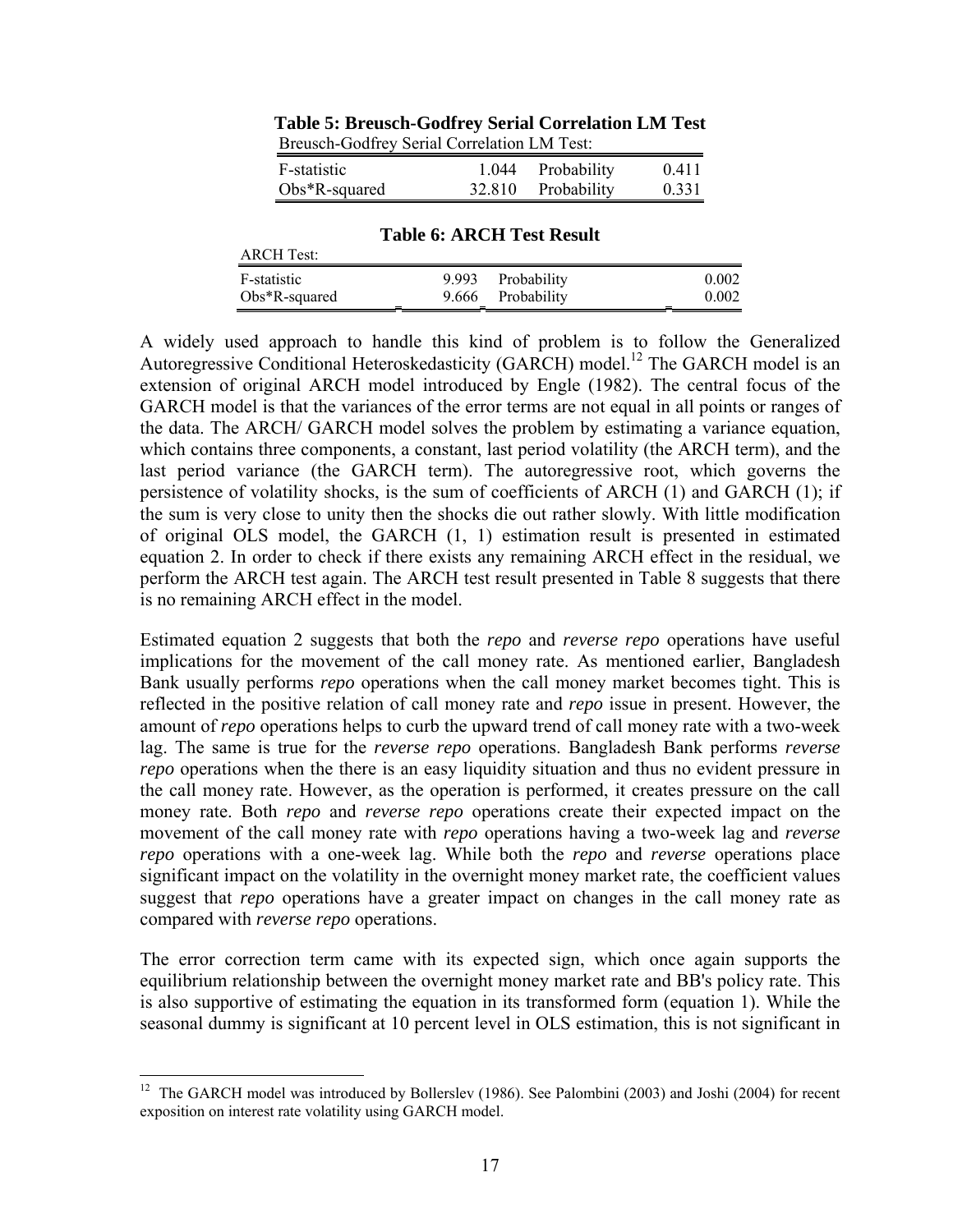**Table 5: Breusch-Godfrey Serial Correlation LM Test**

| Breusch-Godfrey Serial Correlation LM Test: | | | |
|---|---|---|---|
| F-statistic | 1.044 | Probability | 0.411 |
| Obs*R-squared | 32.810 | Probability | 0.331 |

**Table 6: ARCH Test Result**

| ARCH Test: | | | |
|---|---|---|---|
| F-statistic | 9.993 | Probability | 0.002 |
| Obs*R-squared | 9.666 | Probability | 0.002 |

A widely used approach to handle this kind of problem is to follow the Generalized Autoregressive Conditional Heteroskedasticity (GARCH) model.[12] The GARCH model is an extension of original ARCH model introduced by Engle (1982). The central focus of the GARCH model is that the variances of the error terms are not equal in all points or ranges of the data. The ARCH/ GARCH model solves the problem by estimating a variance equation, which contains three components, a constant, last period volatility (the ARCH term), and the last period variance (the GARCH term). The autoregressive root, which governs the persistence of volatility shocks, is the sum of coefficients of ARCH (1) and GARCH (1); if the sum is very close to unity then the shocks die out rather slowly. With little modification of original OLS model, the GARCH (1, 1) estimation result is presented in estimated equation 2. In order to check if there exists any remaining ARCH effect in the residual, we perform the ARCH test again. The ARCH test result presented in Table 8 suggests that there is no remaining ARCH effect in the model.

Estimated equation 2 suggests that both the *repo* and *reverse repo* operations have useful implications for the movement of the call money rate. As mentioned earlier, Bangladesh Bank usually performs *repo* operations when the call money market becomes tight. This is reflected in the positive relation of call money rate and *repo* issue in present. However, the amount of *repo* operations helps to curb the upward trend of call money rate with a two-week lag. The same is true for the *reverse repo* operations. Bangladesh Bank performs *reverse repo* operations when the there is an easy liquidity situation and thus no evident pressure in the call money rate. However, as the operation is performed, it creates pressure on the call money rate. Both *repo* and *reverse repo* operations create their expected impact on the movement of the call money rate with *repo* operations having a two-week lag and *reverse repo* operations with a one-week lag. While both the *repo* and *reverse* operations place significant impact on the volatility in the overnight money market rate, the coefficient values suggest that *repo* operations have a greater impact on changes in the call money rate as compared with *reverse repo* operations.

The error correction term came with its expected sign, which once again supports the equilibrium relationship between the overnight money market rate and BB's policy rate. This is also supportive of estimating the equation in its transformed form (equation 1). While the seasonal dummy is significant at 10 percent level in OLS estimation, this is not significant in

---

[12] The GARCH model was introduced by Bollerslev (1986). See Palombini (2003) and Joshi (2004) for recent exposition on interest rate volatility using GARCH model.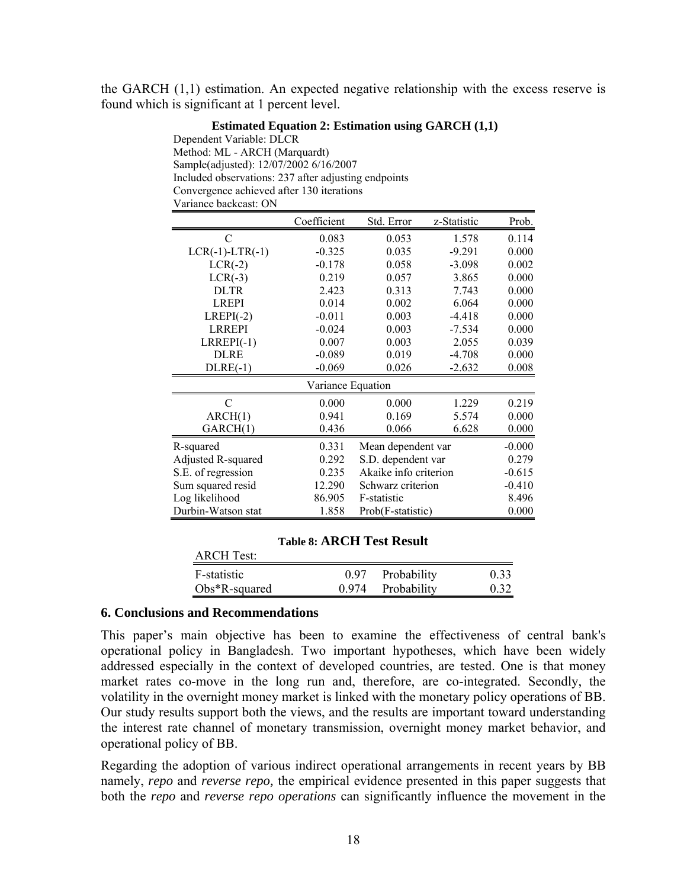the GARCH (1,1) estimation. An expected negative relationship with the excess reserve is found which is significant at 1 percent level.

**Estimated Equation 2: Estimation using GARCH (1,1)**

Dependent Variable: DLCR
Method: ML - ARCH (Marquardt)
Sample(adjusted): 12/07/2002 6/16/2007
Included observations: 237 after adjusting endpoints
Convergence achieved after 130 iterations
Variance backcast: ON

| | Coefficient | Std. Error | z-Statistic | Prob. |
|---|---|---|---|---|
| C | 0.083 | 0.053 | 1.578 | 0.114 |
| LCR(-1)-LTR(-1) | -0.325 | 0.035 | -9.291 | 0.000 |
| LCR(-2) | -0.178 | 0.058 | -3.098 | 0.002 |
| LCR(-3) | 0.219 | 0.057 | 3.865 | 0.000 |
| DLTR | 2.423 | 0.313 | 7.743 | 0.000 |
| LREPI | 0.014 | 0.002 | 6.064 | 0.000 |
| LREPI(-2) | -0.011 | 0.003 | -4.418 | 0.000 |
| LRREPI | -0.024 | 0.003 | -7.534 | 0.000 |
| LRREPI(-1) | 0.007 | 0.003 | 2.055 | 0.039 |
| DLRE | -0.089 | 0.019 | -4.708 | 0.000 |
| DLRE(-1) | -0.069 | 0.026 | -2.632 | 0.008 |
| | Variance Equation | | | |
| C | 0.000 | 0.000 | 1.229 | 0.219 |
| ARCH(1) | 0.941 | 0.169 | 5.574 | 0.000 |
| GARCH(1) | 0.436 | 0.066 | 6.628 | 0.000 |
| R-squared | 0.331 | Mean dependent var | | -0.000 |
| Adjusted R-squared | 0.292 | S.D. dependent var | | 0.279 |
| S.E. of regression | 0.235 | Akaike info criterion | | -0.615 |
| Sum squared resid | 12.290 | Schwarz criterion | | -0.410 |
| Log likelihood | 86.905 | F-statistic | | 8.496 |
| Durbin-Watson stat | 1.858 | Prob(F-statistic) | | 0.000 |

**Table 8: ARCH Test Result**

| ARCH Test: | | | |
|---|---|---|---|
| F-statistic | 0.97 | Probability | 0.33 |
| Obs*R-squared | 0.974 | Probability | 0.32 |

## 6. Conclusions and Recommendations

This paper's main objective has been to examine the effectiveness of central bank's operational policy in Bangladesh. Two important hypotheses, which have been widely addressed especially in the context of developed countries, are tested. One is that money market rates co-move in the long run and, therefore, are co-integrated. Secondly, the volatility in the overnight money market is linked with the monetary policy operations of BB. Our study results support both the views, and the results are important toward understanding the interest rate channel of monetary transmission, overnight money market behavior, and operational policy of BB.

Regarding the adoption of various indirect operational arrangements in recent years by BB namely, *repo* and *reverse repo,* the empirical evidence presented in this paper suggests that both the *repo* and *reverse repo operations* can significantly influence the movement in the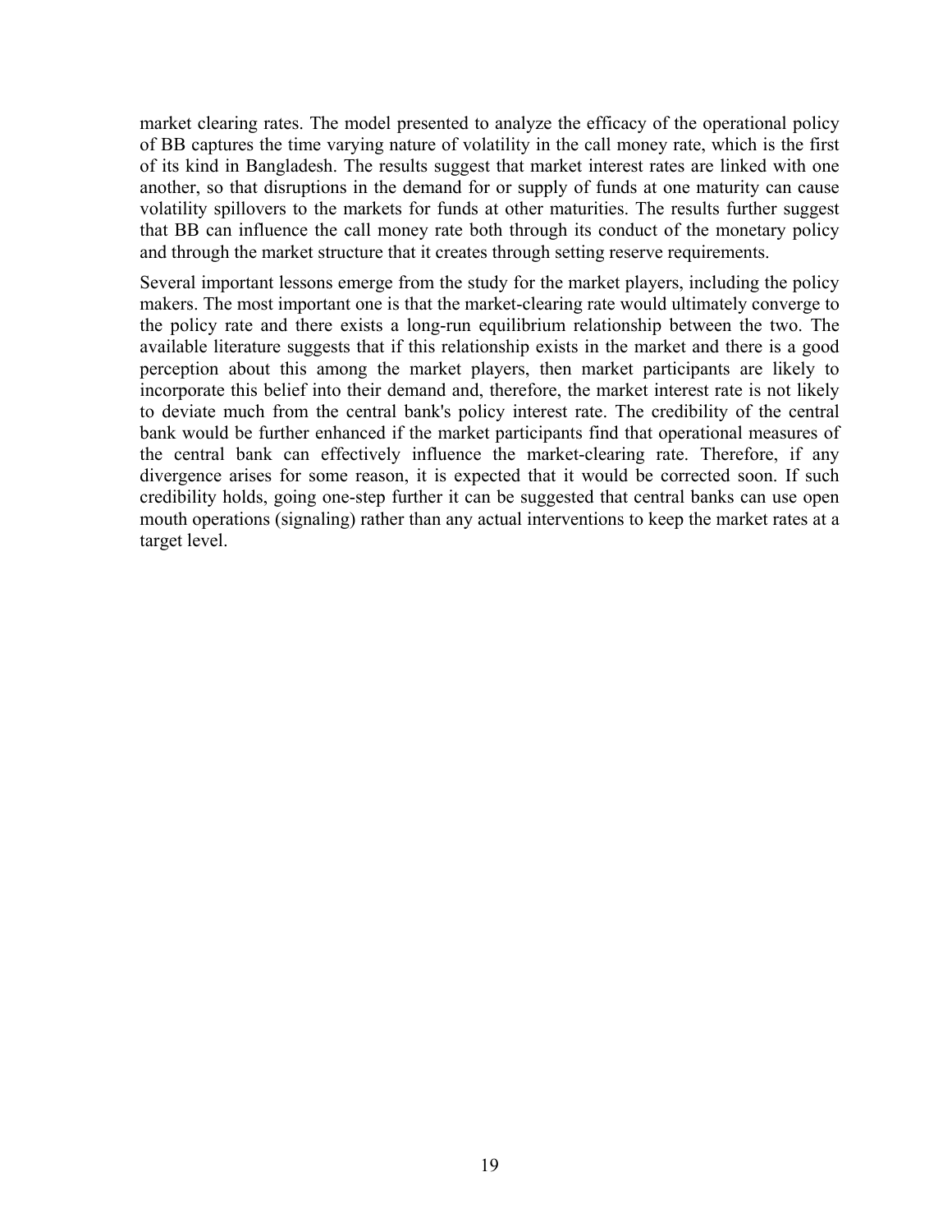market clearing rates. The model presented to analyze the efficacy of the operational policy of BB captures the time varying nature of volatility in the call money rate, which is the first of its kind in Bangladesh. The results suggest that market interest rates are linked with one another, so that disruptions in the demand for or supply of funds at one maturity can cause volatility spillovers to the markets for funds at other maturities. The results further suggest that BB can influence the call money rate both through its conduct of the monetary policy and through the market structure that it creates through setting reserve requirements.

Several important lessons emerge from the study for the market players, including the policy makers. The most important one is that the market-clearing rate would ultimately converge to the policy rate and there exists a long-run equilibrium relationship between the two. The available literature suggests that if this relationship exists in the market and there is a good perception about this among the market players, then market participants are likely to incorporate this belief into their demand and, therefore, the market interest rate is not likely to deviate much from the central bank's policy interest rate. The credibility of the central bank would be further enhanced if the market participants find that operational measures of the central bank can effectively influence the market-clearing rate. Therefore, if any divergence arises for some reason, it is expected that it would be corrected soon. If such credibility holds, going one-step further it can be suggested that central banks can use open mouth operations (signaling) rather than any actual interventions to keep the market rates at a target level.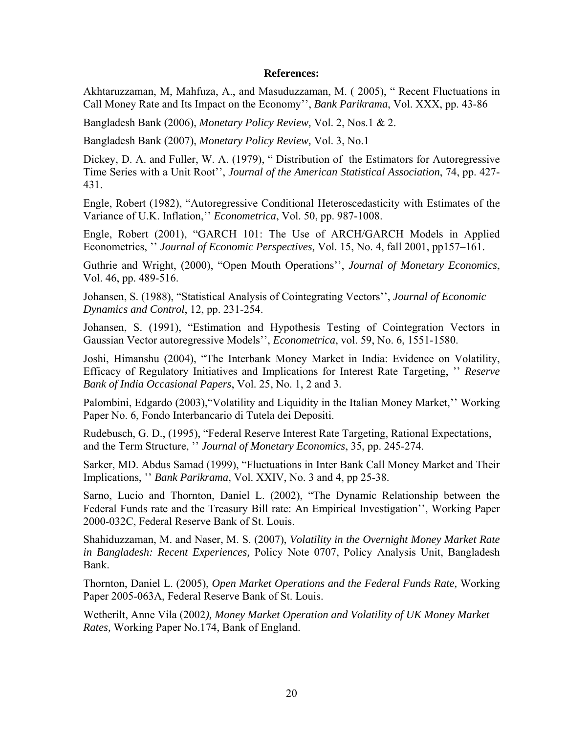**References:**

Akhtaruzzaman, M, Mahfuza, A., and Masuduzzaman, M. ( 2005), " Recent Fluctuations in Call Money Rate and Its Impact on the Economy'', *Bank Parikrama*, Vol. XXX, pp. 43-86

Bangladesh Bank (2006), *Monetary Policy Review,* Vol. 2, Nos.1 & 2.

Bangladesh Bank (2007), *Monetary Policy Review,* Vol. 3, No.1

Dickey, D. A. and Fuller, W. A. (1979), " Distribution of the Estimators for Autoregressive Time Series with a Unit Root'', *Journal of the American Statistical Association*, 74, pp. 427-431.

Engle, Robert (1982), "Autoregressive Conditional Heteroscedasticity with Estimates of the Variance of U.K. Inflation,'' *Econometrica*, Vol. 50, pp. 987-1008.

Engle, Robert (2001), "GARCH 101: The Use of ARCH/GARCH Models in Applied Econometrics, '' *Journal of Economic Perspectives,* Vol. 15, No. 4, fall 2001, pp157–161.

Guthrie and Wright, (2000), "Open Mouth Operations'', *Journal of Monetary Economics*, Vol. 46, pp. 489-516.

Johansen, S. (1988), "Statistical Analysis of Cointegrating Vectors'', *Journal of Economic Dynamics and Control*, 12, pp. 231-254.

Johansen, S. (1991), "Estimation and Hypothesis Testing of Cointegration Vectors in Gaussian Vector autoregressive Models'', *Econometrica*, vol. 59, No. 6, 1551-1580.

Joshi, Himanshu (2004), "The Interbank Money Market in India: Evidence on Volatility, Efficacy of Regulatory Initiatives and Implications for Interest Rate Targeting, '' *Reserve Bank of India Occasional Papers*, Vol. 25, No. 1, 2 and 3.

Palombini, Edgardo (2003),"Volatility and Liquidity in the Italian Money Market,'' Working Paper No. 6, Fondo Interbancario di Tutela dei Depositi.

Rudebusch, G. D., (1995), "Federal Reserve Interest Rate Targeting, Rational Expectations, and the Term Structure, '' *Journal of Monetary Economics*, 35, pp. 245-274.

Sarker, MD. Abdus Samad (1999), "Fluctuations in Inter Bank Call Money Market and Their Implications, '' *Bank Parikrama*, Vol. XXIV, No. 3 and 4, pp 25-38.

Sarno, Lucio and Thornton, Daniel L. (2002), "The Dynamic Relationship between the Federal Funds rate and the Treasury Bill rate: An Empirical Investigation'', Working Paper 2000-032C, Federal Reserve Bank of St. Louis.

Shahiduzzaman, M. and Naser, M. S. (2007), *Volatility in the Overnight Money Market Rate in Bangladesh: Recent Experiences,* Policy Note 0707, Policy Analysis Unit, Bangladesh Bank.

Thornton, Daniel L. (2005), *Open Market Operations and the Federal Funds Rate,* Working Paper 2005-063A, Federal Reserve Bank of St. Louis.

Wetherilt, Anne Vila (2002*), Money Market Operation and Volatility of UK Money Market Rates,* Working Paper No.174, Bank of England.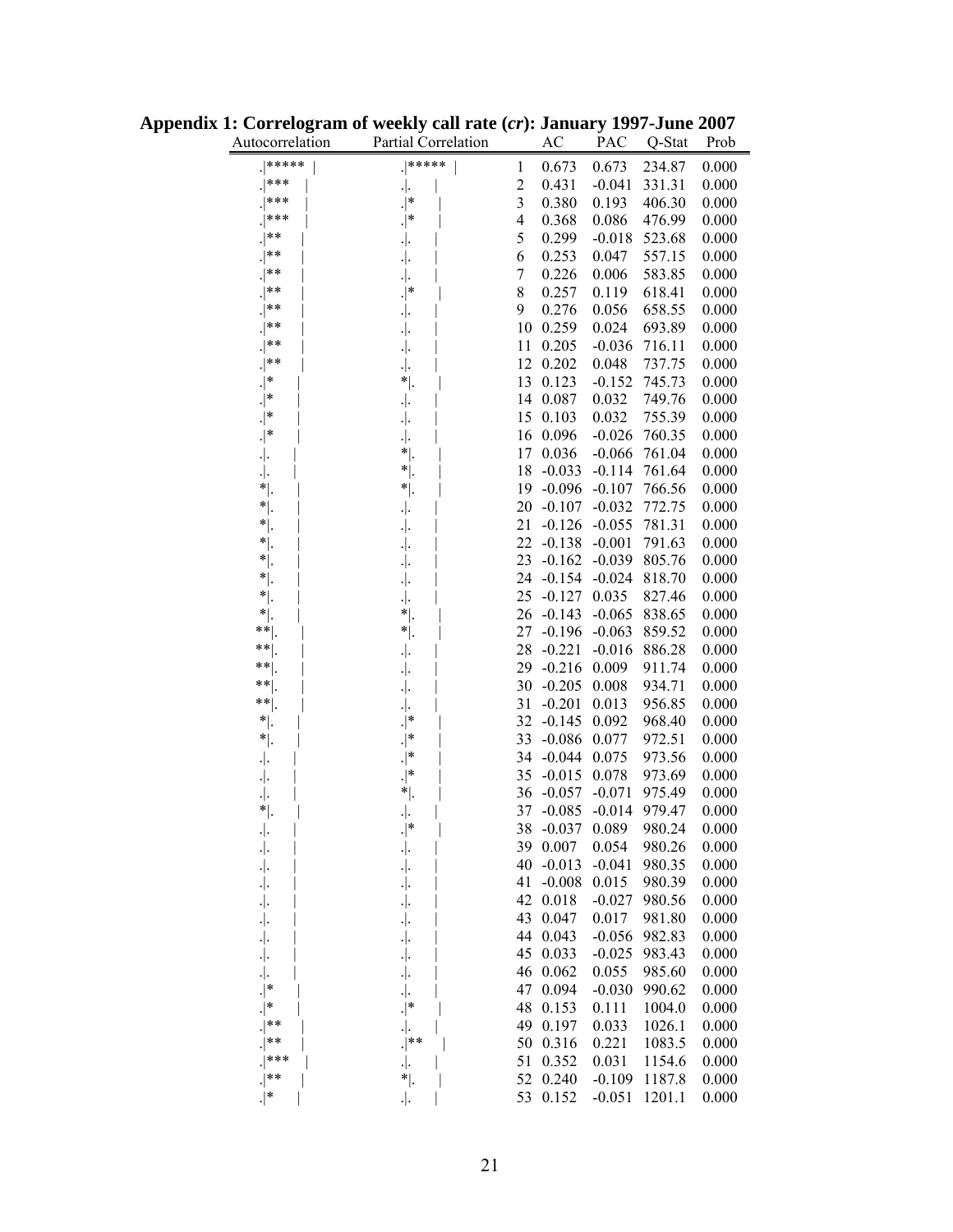**Appendix 1: Correlogram of weekly call rate (*cr*): January 1997-June 2007**

| Autocorrelation | Partial Correlation | | AC | PAC | Q-Stat | Prob |
|---|---|---|---|---|---|---|
| .\|***** \| | .\|***** \| | 1 | 0.673 | 0.673 | 234.87 | 0.000 |
| .\|*** \| | .\|. \| | 2 | 0.431 | -0.041 | 331.31 | 0.000 |
| .\|*** \| | .\|* \| | 3 | 0.380 | 0.193 | 406.30 | 0.000 |
| .\|*** \| | .\|* \| | 4 | 0.368 | 0.086 | 476.99 | 0.000 |
| .\|** \| | .\|. \| | 5 | 0.299 | -0.018 | 523.68 | 0.000 |
| .\|** \| | .\|. \| | 6 | 0.253 | 0.047 | 557.15 | 0.000 |
| .\|** \| | .\|. \| | 7 | 0.226 | 0.006 | 583.85 | 0.000 |
| .\|** \| | .\|* \| | 8 | 0.257 | 0.119 | 618.41 | 0.000 |
| .\|** \| | .\|. \| | 9 | 0.276 | 0.056 | 658.55 | 0.000 |
| .\|** \| | .\|. \| | 10 | 0.259 | 0.024 | 693.89 | 0.000 |
| .\|** \| | .\|. \| | 11 | 0.205 | -0.036 | 716.11 | 0.000 |
| .\|** \| | .\|. \| | 12 | 0.202 | 0.048 | 737.75 | 0.000 |
| .\|* \| | *\|. \| | 13 | 0.123 | -0.152 | 745.73 | 0.000 |
| .\|* \| | .\|. \| | 14 | 0.087 | 0.032 | 749.76 | 0.000 |
| .\|* \| | .\|. \| | 15 | 0.103 | 0.032 | 755.39 | 0.000 |
| .\|* \| | .\|. \| | 16 | 0.096 | -0.026 | 760.35 | 0.000 |
| .\|. \| | *\|. \| | 17 | 0.036 | -0.066 | 761.04 | 0.000 |
| .\|. \| | *\|. \| | 18 | -0.033 | -0.114 | 761.64 | 0.000 |
| *\|. \| | *\|. \| | 19 | -0.096 | -0.107 | 766.56 | 0.000 |
| *\|. \| | .\|. \| | 20 | -0.107 | -0.032 | 772.75 | 0.000 |
| *\|. \| | .\|. \| | 21 | -0.126 | -0.055 | 781.31 | 0.000 |
| *\|. \| | .\|. \| | 22 | -0.138 | -0.001 | 791.63 | 0.000 |
| *\|. \| | .\|. \| | 23 | -0.162 | -0.039 | 805.76 | 0.000 |
| *\|. \| | .\|. \| | 24 | -0.154 | -0.024 | 818.70 | 0.000 |
| *\|. \| | .\|. \| | 25 | -0.127 | 0.035 | 827.46 | 0.000 |
| *\|. \| | *\|. \| | 26 | -0.143 | -0.065 | 838.65 | 0.000 |
| **\|. \| | *\|. \| | 27 | -0.196 | -0.063 | 859.52 | 0.000 |
| **\|. \| | .\|. \| | 28 | -0.221 | -0.016 | 886.28 | 0.000 |
| **\|. \| | .\|. \| | 29 | -0.216 | 0.009 | 911.74 | 0.000 |
| **\|. \| | .\|. \| | 30 | -0.205 | 0.008 | 934.71 | 0.000 |
| **\|. \| | .\|. \| | 31 | -0.201 | 0.013 | 956.85 | 0.000 |
| *\|. \| | .\|* \| | 32 | -0.145 | 0.092 | 968.40 | 0.000 |
| *\|. \| | .\|* \| | 33 | -0.086 | 0.077 | 972.51 | 0.000 |
| .\|. \| | .\|* \| | 34 | -0.044 | 0.075 | 973.56 | 0.000 |
| .\|. \| | .\|* \| | 35 | -0.015 | 0.078 | 973.69 | 0.000 |
| .\|. \| | *\|. \| | 36 | -0.057 | -0.071 | 975.49 | 0.000 |
| *\|. \| | .\|. \| | 37 | -0.085 | -0.014 | 979.47 | 0.000 |
| .\|. \| | .\|* \| | 38 | -0.037 | 0.089 | 980.24 | 0.000 |
| .\|. \| | .\|. \| | 39 | 0.007 | 0.054 | 980.26 | 0.000 |
| .\|. \| | .\|. \| | 40 | -0.013 | -0.041 | 980.35 | 0.000 |
| .\|. \| | .\|. \| | 41 | -0.008 | 0.015 | 980.39 | 0.000 |
| .\|. \| | .\|. \| | 42 | 0.018 | -0.027 | 980.56 | 0.000 |
| .\|. \| | .\|. \| | 43 | 0.047 | 0.017 | 981.80 | 0.000 |
| .\|. \| | .\|. \| | 44 | 0.043 | -0.056 | 982.83 | 0.000 |
| .\|. \| | .\|. \| | 45 | 0.033 | -0.025 | 983.43 | 0.000 |
| .\|. \| | .\|. \| | 46 | 0.062 | 0.055 | 985.60 | 0.000 |
| .\|* \| | .\|. \| | 47 | 0.094 | -0.030 | 990.62 | 0.000 |
| .\|* \| | .\|* \| | 48 | 0.153 | 0.111 | 1004.0 | 0.000 |
| .\|** \| | .\|. \| | 49 | 0.197 | 0.033 | 1026.1 | 0.000 |
| .\|** \| | .\|** \| | 50 | 0.316 | 0.221 | 1083.5 | 0.000 |
| .\|*** \| | .\|. \| | 51 | 0.352 | 0.031 | 1154.6 | 0.000 |
| .\|** \| | *\|. \| | 52 | 0.240 | -0.109 | 1187.8 | 0.000 |
| .\|* \| | .\|. \| | 53 | 0.152 | -0.051 | 1201.1 | 0.000 |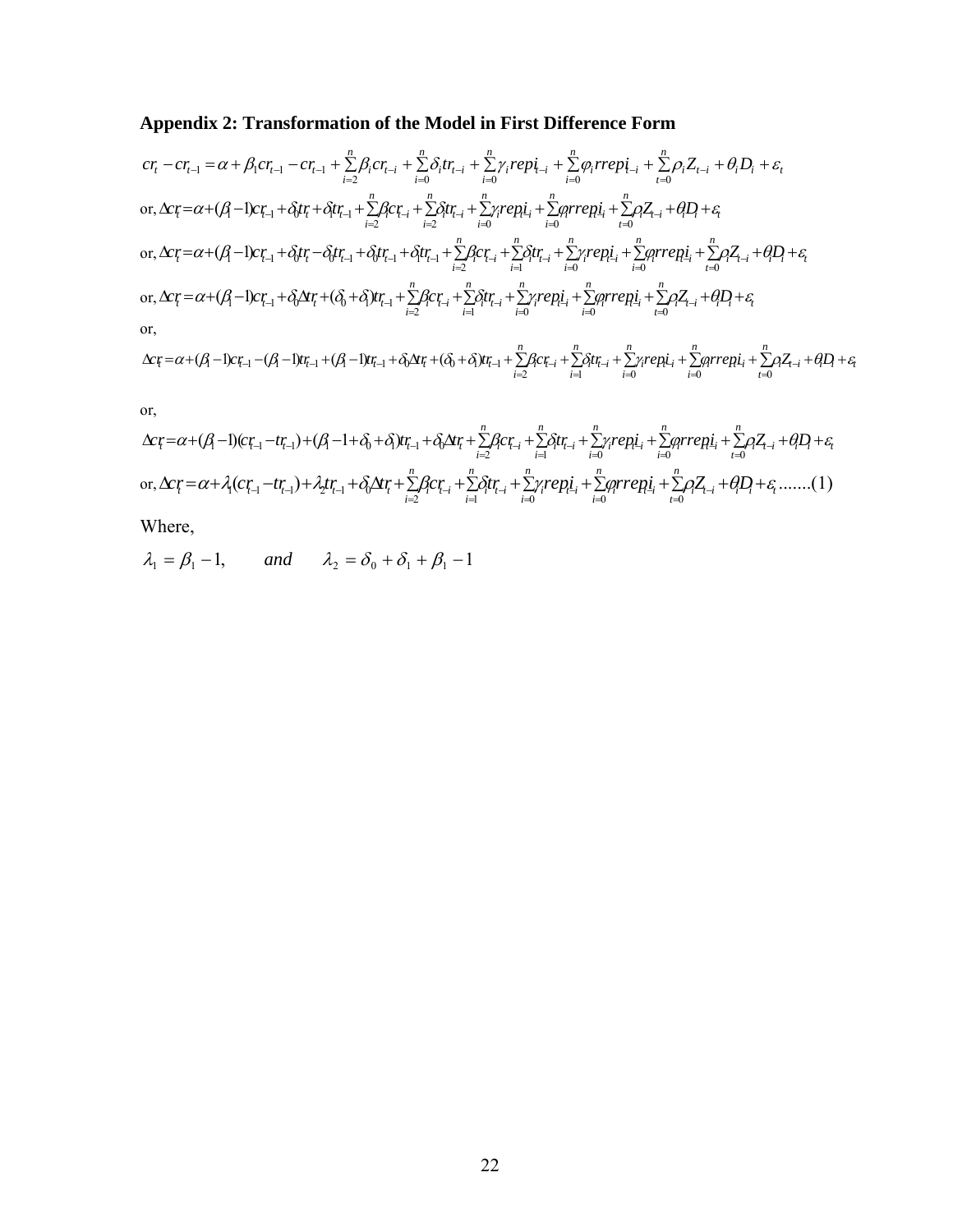**Appendix 2: Transformation of the Model in First Difference Form**

$$cr_t - cr_{t-1} = \alpha + \beta_1 cr_{t-1} - cr_{t-1} + \sum_{i=2}^{n} \beta_i cr_{t-i} + \sum_{i=0}^{n} \delta_i tr_{t-i} + \sum_{i=0}^{n} \gamma_i repi_{t-i} + \sum_{i=0}^{n} \varphi_i rrepi_{t-i} + \sum_{t=0}^{n} \rho_i Z_{t-i} + \theta_i D_i + \varepsilon_t$$

$$\text{or, } \Delta cr_t = \alpha + (\beta_1 - 1)cr_{t-1} + \delta_0 tr_t + \delta_1 tr_{t-1} + \sum_{i=2}^{n} \beta_i cr_{t-i} + \sum_{i=2}^{n} \delta_i tr_{t-i} + \sum_{i=0}^{n} \gamma_i repi_i + \sum_{i=0}^{n} \varphi_i rrepi_i + \sum_{t=0}^{n} \rho_i Z_{t-i} + \theta_i D_i + \varepsilon_t$$

$$\text{or, } \Delta cr_t = \alpha + (\beta_1 - 1)cr_{t-1} + \delta_0 tr_t - \delta_0 tr_{t-1} + \delta_0 tr_{t-1} + \delta_1 tr_{t-1} + \sum_{i=2}^{n} \beta_i cr_{t-i} + \sum_{i=1}^{n} \delta_i tr_{t-i} + \sum_{i=0}^{n} \gamma_i repi_i + \sum_{i=0}^{n} \varphi_i rrepi_i + \sum_{t=0}^{n} \rho_i Z_{t-i} + \theta_i D_i + \varepsilon_t$$

$$\text{or, } \Delta cr_t = \alpha + (\beta_1 - 1)cr_{t-1} + \delta_0 \Delta tr_t + (\delta_0 + \delta_1)tr_{t-1} + \sum_{i=2}^{n} \beta_i cr_{t-i} + \sum_{i=1}^{n} \delta_i tr_{t-i} + \sum_{i=0}^{n} \gamma_i repi_i + \sum_{i=0}^{n} \varphi_i rrepi_i + \sum_{t=0}^{n} \rho_i Z_{t-i} + \theta_i D_i + \varepsilon_t$$

or,

$$\Delta cr_t = \alpha + (\beta_1 - 1)cr_{t-1} - (\beta_1 - 1)tr_{t-1} + (\beta_1 - 1)tr_{t-1} + \delta_0 \Delta tr_t + (\delta_0 + \delta_1)tr_{t-1} + \sum_{i=2}^{n} \beta_i cr_{t-i} + \sum_{i=1}^{n} \delta_i tr_{t-i} + \sum_{i=0}^{n} \gamma_i repi_i + \sum_{i=0}^{n} \varphi_i rrepi_i + \sum_{t=0}^{n} \rho_i Z_{t-i} + \theta_i D_i + \varepsilon_t$$

or,

$$\Delta cr_t = \alpha + (\beta_1 - 1)(cr_{t-1} - tr_{t-1}) + (\beta_1 - 1 + \delta_0 + \delta_1)tr_{t-1} + \delta_0 \Delta tr_t + \sum_{i=2}^{n} \beta_i cr_{t-i} + \sum_{i=1}^{n} \delta_i tr_{t-i} + \sum_{i=0}^{n} \gamma_i repi_i + \sum_{i=0}^{n} \varphi_i rrepi_i + \sum_{t=0}^{n} \rho_i Z_{t-i} + \theta_i D_i + \varepsilon_t$$

$$\text{or, } \Delta cr_t = \alpha + \lambda_1 (cr_{t-1} - tr_{t-1}) + \lambda_2 tr_{t-1} + \delta_0 \Delta tr_t + \sum_{i=2}^{n} \beta_i cr_{t-i} + \sum_{i=1}^{n} \delta_i tr_{t-i} + \sum_{i=0}^{n} \gamma_i repi_i + \sum_{i=0}^{n} \varphi_i rrepi_i + \sum_{t=0}^{n} \rho_i Z_{t-i} + \theta_i D_i + \varepsilon_t \text{.......(1)}$$

Where,

$$\lambda_1 = \beta_1 - 1, \qquad and \qquad \lambda_2 = \delta_0 + \delta_1 + \beta_1 - 1$$